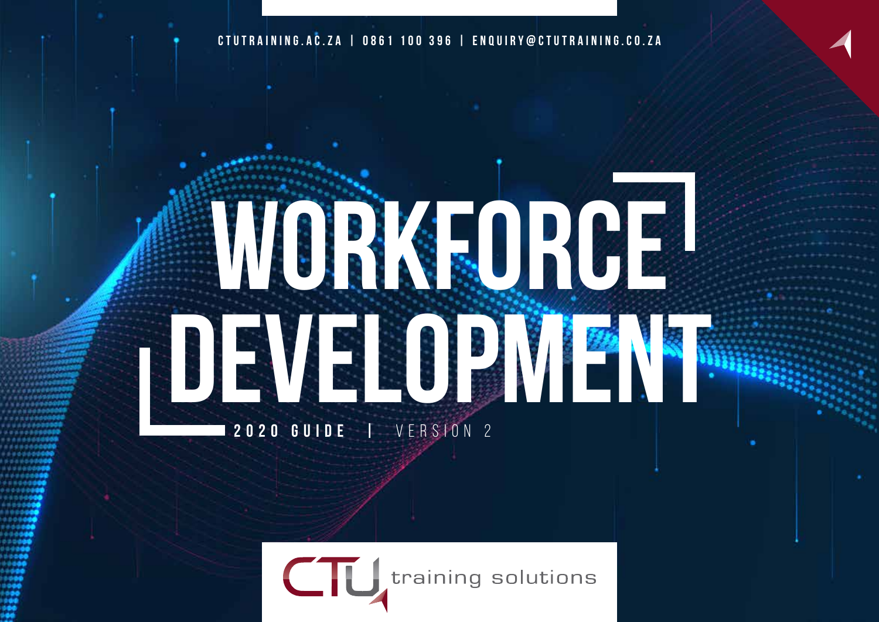CTUTRAINING.AC.ZA | 0861 100 396 | ENQUIRY@CTUTRAINING.CO.ZA

# WORKFORCE DEVELOPMENT

2020 GUIDE | VERSION 2

CTU training solutions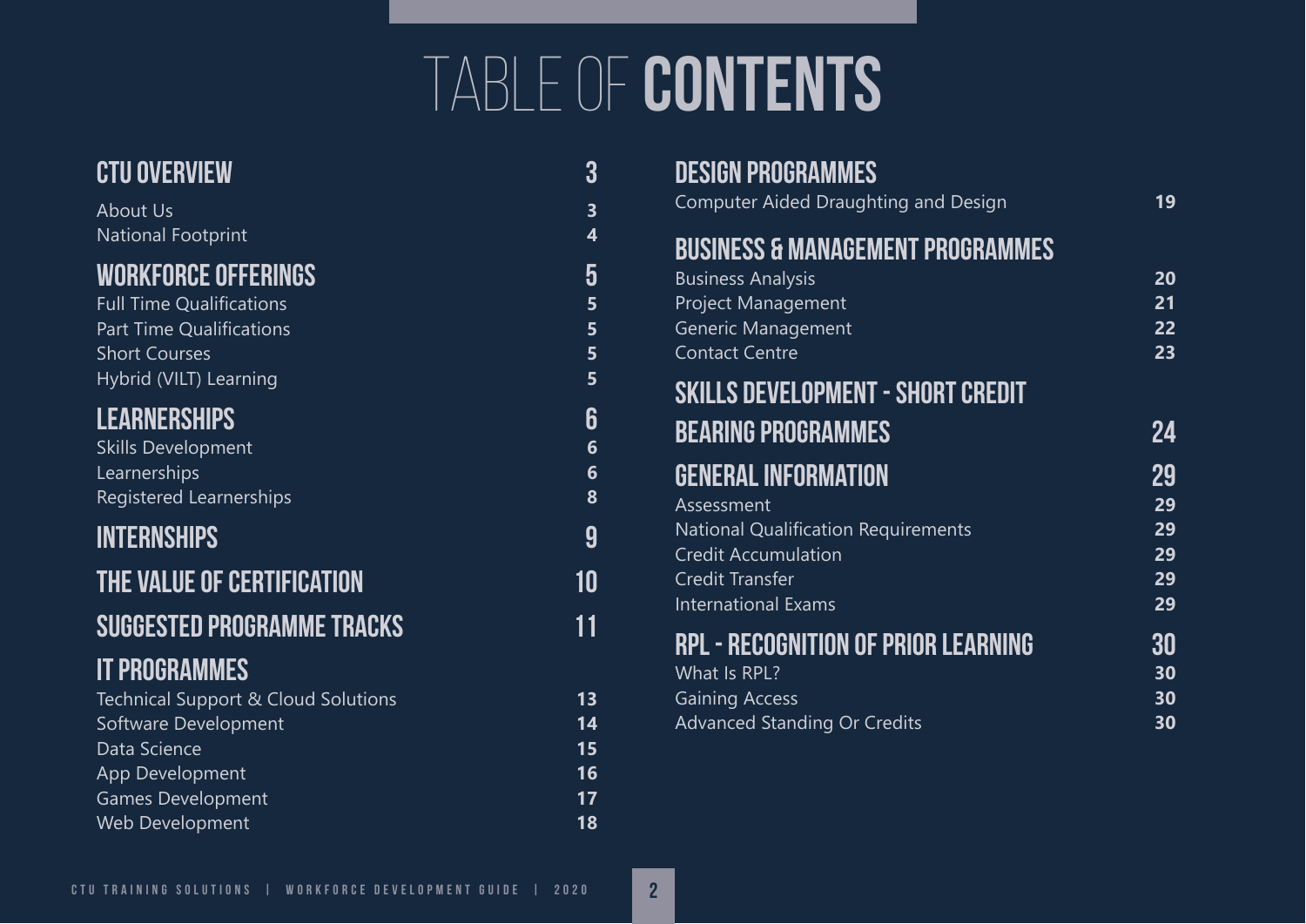# TABLE OF CONTENTS

## CTU OVERVIEW — 3

- About Us — 3
- National Footprint — 4

## WORKFORCE OFFERINGS — 5

- Full Time Qualifications — 5
- Part Time Qualifications — 5
- Short Courses — 5
- Hybrid (VILT) Learning — 5

## LEARNERSHIPS — 6

- Skills Development — 6
- Learnerships — 6
- Registered Learnerships — 8

## INTERNSHIPS — 9

## THE VALUE OF CERTIFICATION — 10

## SUGGESTED PROGRAMME TRACKS — 11

## IT PROGRAMMES

- Technical Support & Cloud Solutions — 13
- Software Development — 14
- Data Science — 15
- App Development — 16
- Games Development — 17
- Web Development — 18

## DESIGN PROGRAMMES

- Computer Aided Draughting and Design — 19

## BUSINESS & MANAGEMENT PROGRAMMES

- Business Analysis — 20
- Project Management — 21
- Generic Management — 22
- Contact Centre — 23

## SKILLS DEVELOPMENT - SHORT CREDIT BEARING PROGRAMMES — 24

## GENERAL INFORMATION — 29

- Assessment — 29
- National Qualification Requirements — 29
- Credit Accumulation — 29
- Credit Transfer — 29
- International Exams — 29

## RPL - RECOGNITION OF PRIOR LEARNING — 30

- What Is RPL? — 30
- Gaining Access — 30
- Advanced Standing Or Credits — 30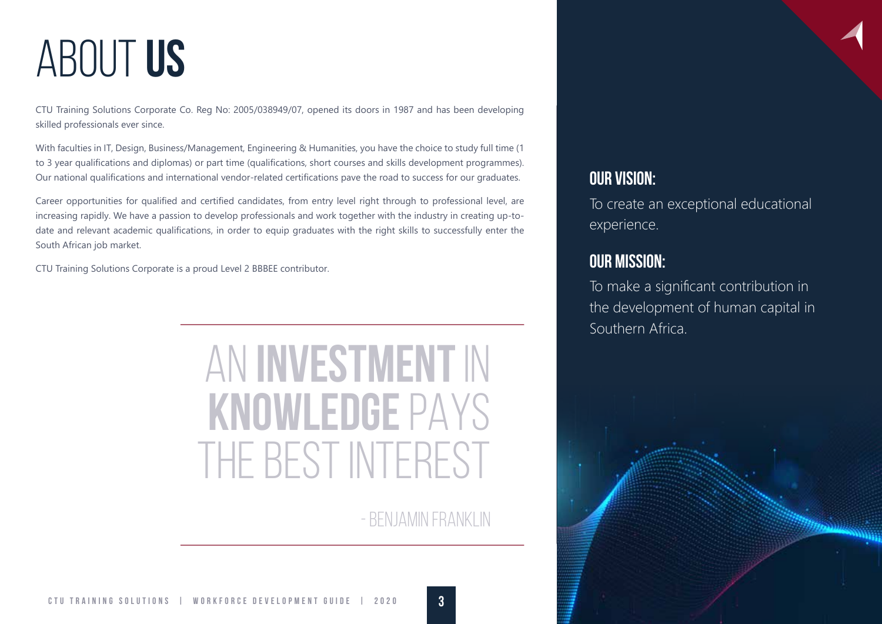# ABOUT **US**

CTU Training Solutions Corporate Co. Reg No: 2005/038949/07, opened its doors in 1987 and has been developing skilled professionals ever since.

With faculties in IT, Design, Business/Management, Engineering & Humanities, you have the choice to study full time (1 to 3 year qualifications and diplomas) or part time (qualifications, short courses and skills development programmes). Our national qualifications and international vendor-related certifications pave the road to success for our graduates.

Career opportunities for qualified and certified candidates, from entry level right through to professional level, are increasing rapidly. We have a passion to develop professionals and work together with the industry in creating up-to-date and relevant academic qualifications, in order to equip graduates with the right skills to successfully enter the South African job market.

CTU Training Solutions Corporate is a proud Level 2 BBBEE contributor.

---

> AN **INVESTMENT** IN **KNOWLEDGE** PAYS THE BEST INTEREST
>
> - BENJAMIN FRANKLIN

---

## OUR VISION:

To create an exceptional educational experience.

## OUR MISSION:

To make a significant contribution in the development of human capital in Southern Africa.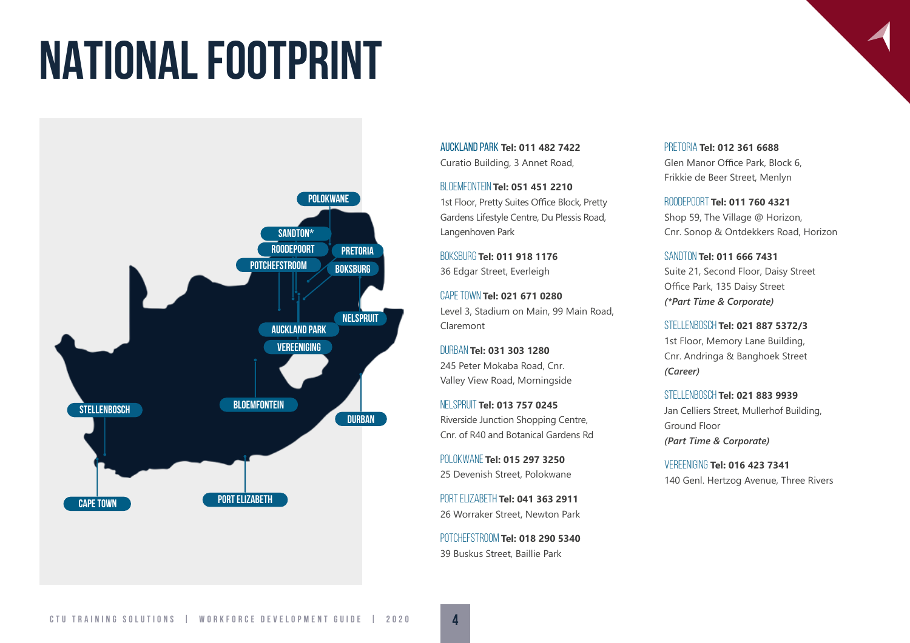# NATIONAL FOOTPRINT

POLOKWANE
SANDTON*
RODEPOORT
PRETORIA
POTCHEFSTROOM
BOKSBURG
NELSPRUIT
AUCKLAND PARK
VEREENIGING
STELLENBOSCH
BLOEMFONTEIN
DURBAN
CAPE TOWN
PORT ELIZABETH

AUCKLAND PARK **Tel: 011 482 7422**
Curatio Building, 3 Annet Road,

BLOEMFONTEIN **Tel: 051 451 2210**
1st Floor, Pretty Suites Office Block, Pretty Gardens Lifestyle Centre, Du Plessis Road, Langenhoven Park

BOKSBURG **Tel: 011 918 1176**
36 Edgar Street, Everleigh

CAPE TOWN **Tel: 021 671 0280**
Level 3, Stadium on Main, 99 Main Road, Claremont

DURBAN **Tel: 031 303 1280**
245 Peter Mokaba Road, Cnr. Valley View Road, Morningside

NELSPRUIT **Tel: 013 757 0245**
Riverside Junction Shopping Centre, Cnr. of R40 and Botanical Gardens Rd

POLOKWANE **Tel: 015 297 3250**
25 Devenish Street, Polokwane

PORT ELIZABETH **Tel: 041 363 2911**
26 Worraker Street, Newton Park

POTCHEFSTROOM **Tel: 018 290 5340**
39 Buskus Street, Baillie Park

PRETORIA **Tel: 012 361 6688**
Glen Manor Office Park, Block 6, Frikkie de Beer Street, Menlyn

ROODEPOORT **Tel: 011 760 4321**
Shop 59, The Village @ Horizon, Cnr. Sonop & Ontdekkers Road, Horizon

SANDTON **Tel: 011 666 7431**
Suite 21, Second Floor, Daisy Street Office Park, 135 Daisy Street
***(*Part Time & Corporate)***

STELLENBOSCH **Tel: 021 887 5372/3**
1st Floor, Memory Lane Building, Cnr. Andringa & Banghoek Street
***(Career)***

STELLENBOSCH **Tel: 021 883 9939**
Jan Celliers Street, Mullerhof Building, Ground Floor
***(Part Time & Corporate)***

VEREENIGING **Tel: 016 423 7341**
140 Genl. Hertzog Avenue, Three Rivers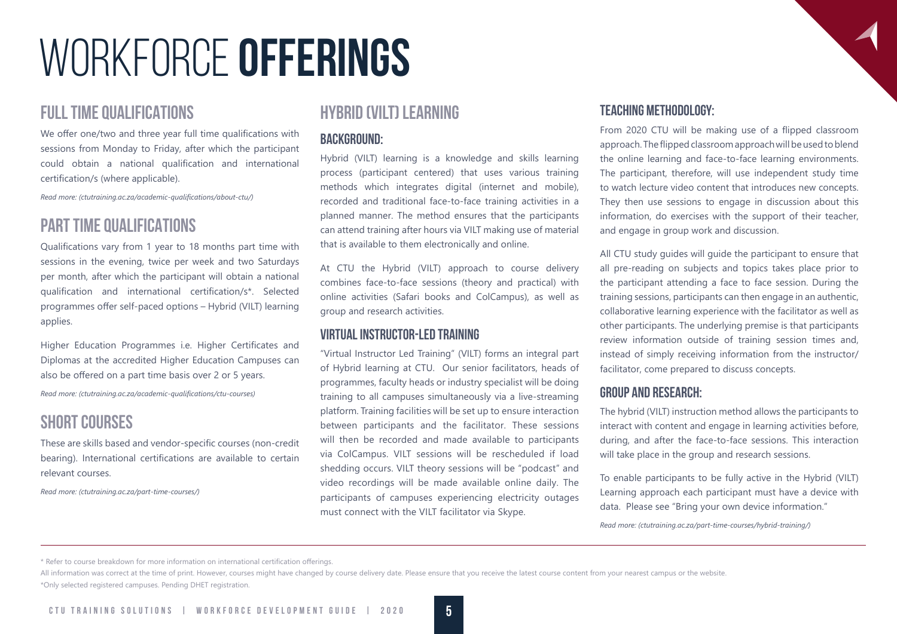# WORKFORCE **OFFERINGS**

## FULL TIME QUALIFICATIONS

We offer one/two and three year full time qualifications with sessions from Monday to Friday, after which the participant could obtain a national qualification and international certification/s (where applicable).

*Read more: (ctutraining.ac.za/academic-qualifications/about-ctu/)*

## PART TIME QUALIFICATIONS

Qualifications vary from 1 year to 18 months part time with sessions in the evening, twice per week and two Saturdays per month, after which the participant will obtain a national qualification and international certification/s*. Selected programmes offer self-paced options – Hybrid (VILT) learning applies.

Higher Education Programmes i.e. Higher Certificates and Diplomas at the accredited Higher Education Campuses can also be offered on a part time basis over 2 or 5 years.

*Read more: (ctutraining.ac.za/academic-qualifications/ctu-courses)*

## SHORT COURSES

These are skills based and vendor-specific courses (non-credit bearing). International certifications are available to certain relevant courses.

*Read more: (ctutraining.ac.za/part-time-courses/)*

## HYBRID (VILT) LEARNING

### BACKGROUND:

Hybrid (VILT) learning is a knowledge and skills learning process (participant centered) that uses various training methods which integrates digital (internet and mobile), recorded and traditional face-to-face training activities in a planned manner. The method ensures that the participants can attend training after hours via VILT making use of material that is available to them electronically and online.

At CTU the Hybrid (VILT) approach to course delivery combines face-to-face sessions (theory and practical) with online activities (Safari books and ColCampus), as well as group and research activities.

### VIRTUAL INSTRUCTOR-LED TRAINING

"Virtual Instructor Led Training" (VILT) forms an integral part of Hybrid learning at CTU. Our senior facilitators, heads of programmes, faculty heads or industry specialist will be doing training to all campuses simultaneously via a live-streaming platform. Training facilities will be set up to ensure interaction between participants and the facilitator. These sessions will then be recorded and made available to participants via ColCampus. VILT sessions will be rescheduled if load shedding occurs. VILT theory sessions will be "podcast" and video recordings will be made available online daily. The participants of campuses experiencing electricity outages must connect with the VILT facilitator via Skype.

### TEACHING METHODOLOGY:

From 2020 CTU will be making use of a flipped classroom approach. The flipped classroom approach will be used to blend the online learning and face-to-face learning environments. The participant, therefore, will use independent study time to watch lecture video content that introduces new concepts. They then use sessions to engage in discussion about this information, do exercises with the support of their teacher, and engage in group work and discussion.

All CTU study guides will guide the participant to ensure that all pre-reading on subjects and topics takes place prior to the participant attending a face to face session. During the training sessions, participants can then engage in an authentic, collaborative learning experience with the facilitator as well as other participants. The underlying premise is that participants review information outside of training session times and, instead of simply receiving information from the instructor/ facilitator, come prepared to discuss concepts.

### GROUP AND RESEARCH:

The hybrid (VILT) instruction method allows the participants to interact with content and engage in learning activities before, during, and after the face-to-face sessions. This interaction will take place in the group and research sessions.

To enable participants to be fully active in the Hybrid (VILT) Learning approach each participant must have a device with data. Please see "Bring your own device information."

*Read more: (ctutraining.ac.za/part-time-courses/hybrid-training/)*

---

\* Refer to course breakdown for more information on international certification offerings.

All information was correct at the time of print. However, courses might have changed by course delivery date. Please ensure that you receive the latest course content from your nearest campus or the website.

*Only selected registered campuses. Pending DHET registration.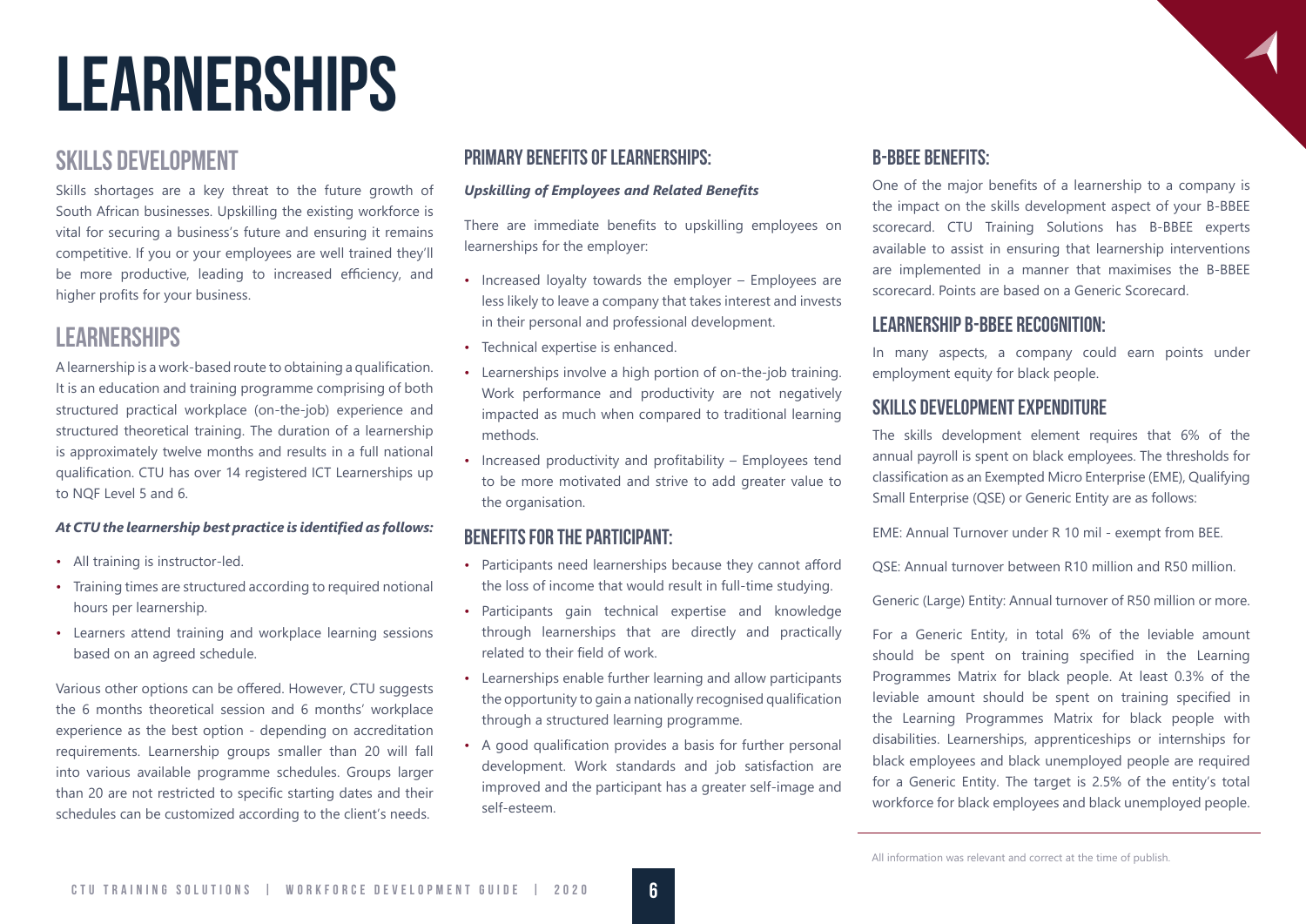# LEARNERSHIPS

## SKILLS DEVELOPMENT

Skills shortages are a key threat to the future growth of South African businesses. Upskilling the existing workforce is vital for securing a business's future and ensuring it remains competitive. If you or your employees are well trained they'll be more productive, leading to increased efficiency, and higher profits for your business.

## LEARNERSHIPS

A learnership is a work-based route to obtaining a qualification. It is an education and training programme comprising of both structured practical workplace (on-the-job) experience and structured theoretical training. The duration of a learnership is approximately twelve months and results in a full national qualification. CTU has over 14 registered ICT Learnerships up to NQF Level 5 and 6.

***At CTU the learnership best practice is identified as follows:***

- All training is instructor-led.
- Training times are structured according to required notional hours per learnership.
- Learners attend training and workplace learning sessions based on an agreed schedule.

Various other options can be offered. However, CTU suggests the 6 months theoretical session and 6 months' workplace experience as the best option - depending on accreditation requirements. Learnership groups smaller than 20 will fall into various available programme schedules. Groups larger than 20 are not restricted to specific starting dates and their schedules can be customized according to the client's needs.

### PRIMARY BENEFITS OF LEARNERSHIPS:

***Upskilling of Employees and Related Benefits***

There are immediate benefits to upskilling employees on learnerships for the employer:

- Increased loyalty towards the employer – Employees are less likely to leave a company that takes interest and invests in their personal and professional development.
- Technical expertise is enhanced.
- Learnerships involve a high portion of on-the-job training. Work performance and productivity are not negatively impacted as much when compared to traditional learning methods.
- Increased productivity and profitability – Employees tend to be more motivated and strive to add greater value to the organisation.

### BENEFITS FOR THE PARTICIPANT:

- Participants need learnerships because they cannot afford the loss of income that would result in full-time studying.
- Participants gain technical expertise and knowledge through learnerships that are directly and practically related to their field of work.
- Learnerships enable further learning and allow participants the opportunity to gain a nationally recognised qualification through a structured learning programme.
- A good qualification provides a basis for further personal development. Work standards and job satisfaction are improved and the participant has a greater self-image and self-esteem.

### B-BBEE BENEFITS:

One of the major benefits of a learnership to a company is the impact on the skills development aspect of your B-BBEE scorecard. CTU Training Solutions has B-BBEE experts available to assist in ensuring that learnership interventions are implemented in a manner that maximises the B-BBEE scorecard. Points are based on a Generic Scorecard.

### LEARNERSHIP B-BBEE RECOGNITION:

In many aspects, a company could earn points under employment equity for black people.

### SKILLS DEVELOPMENT EXPENDITURE

The skills development element requires that 6% of the annual payroll is spent on black employees. The thresholds for classification as an Exempted Micro Enterprise (EME), Qualifying Small Enterprise (QSE) or Generic Entity are as follows:

EME: Annual Turnover under R 10 mil - exempt from BEE.

QSE: Annual turnover between R10 million and R50 million.

Generic (Large) Entity: Annual turnover of R50 million or more.

For a Generic Entity, in total 6% of the leviable amount should be spent on training specified in the Learning Programmes Matrix for black people. At least 0.3% of the leviable amount should be spent on training specified in the Learning Programmes Matrix for black people with disabilities. Learnerships, apprenticeships or internships for black employees and black unemployed people are required for a Generic Entity. The target is 2.5% of the entity's total workforce for black employees and black unemployed people.

All information was relevant and correct at the time of publish.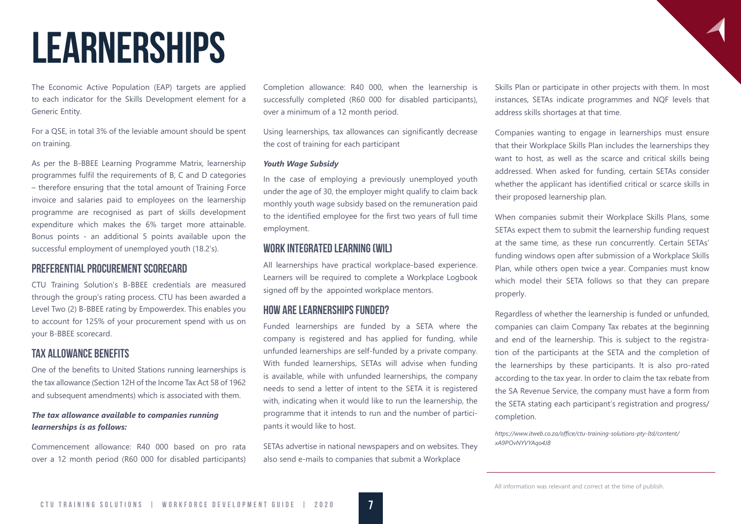# LEARNERSHIPS

The Economic Active Population (EAP) targets are applied to each indicator for the Skills Development element for a Generic Entity.

For a QSE, in total 3% of the leviable amount should be spent on training.

As per the B-BBEE Learning Programme Matrix, learnership programmes fulfil the requirements of B, C and D categories – therefore ensuring that the total amount of Training Force invoice and salaries paid to employees on the learnership programme are recognised as part of skills development expenditure which makes the 6% target more attainable. Bonus points - an additional 5 points available upon the successful employment of unemployed youth (18.2's).

## PREFERENTIAL PROCUREMENT SCORECARD

CTU Training Solution's B-BBEE credentials are measured through the group's rating process. CTU has been awarded a Level Two (2) B-BBEE rating by Empowerdex. This enables you to account for 125% of your procurement spend with us on your B-BBEE scorecard.

## TAX ALLOWANCE BENEFITS

One of the benefits to United Stations running learnerships is the tax allowance (Section 12H of the Income Tax Act 58 of 1962 and subsequent amendments) which is associated with them.

***The tax allowance available to companies running learnerships is as follows:***

Commencement allowance: R40 000 based on pro rata over a 12 month period (R60 000 for disabled participants)

Completion allowance: R40 000, when the learnership is successfully completed (R60 000 for disabled participants), over a minimum of a 12 month period.

Using learnerships, tax allowances can significantly decrease the cost of training for each participant

***Youth Wage Subsidy***

In the case of employing a previously unemployed youth under the age of 30, the employer might qualify to claim back monthly youth wage subsidy based on the remuneration paid to the identified employee for the first two years of full time employment.

## WORK INTEGRATED LEARNING (WIL)

All learnerships have practical workplace-based experience. Learners will be required to complete a Workplace Logbook signed off by the appointed workplace mentors.

## HOW ARE LEARNERSHIPS FUNDED?

Funded learnerships are funded by a SETA where the company is registered and has applied for funding, while unfunded learnerships are self-funded by a private company. With funded learnerships, SETAs will advise when funding is available, while with unfunded learnerships, the company needs to send a letter of intent to the SETA it is registered with, indicating when it would like to run the learnership, the programme that it intends to run and the number of participants it would like to host.

SETAs advertise in national newspapers and on websites. They also send e-mails to companies that submit a Workplace Skills Plan or participate in other projects with them. In most instances, SETAs indicate programmes and NQF levels that address skills shortages at that time.

Companies wanting to engage in learnerships must ensure that their Workplace Skills Plan includes the learnerships they want to host, as well as the scarce and critical skills being addressed. When asked for funding, certain SETAs consider whether the applicant has identified critical or scarce skills in their proposed learnership plan.

When companies submit their Workplace Skills Plans, some SETAs expect them to submit the learnership funding request at the same time, as these run concurrently. Certain SETAs' funding windows open after submission of a Workplace Skills Plan, while others open twice a year. Companies must know which model their SETA follows so that they can prepare properly.

Regardless of whether the learnership is funded or unfunded, companies can claim Company Tax rebates at the beginning and end of the learnership. This is subject to the registration of the participants at the SETA and the completion of the learnerships by these participants. It is also pro-rated according to the tax year. In order to claim the tax rebate from the SA Revenue Service, the company must have a form from the SETA stating each participant's registration and progress/completion.

*https://www.itweb.co.za/office/ctu-training-solutions-pty-ltd/content/xA9POvNYVYAqo4J8*

All information was relevant and correct at the time of publish.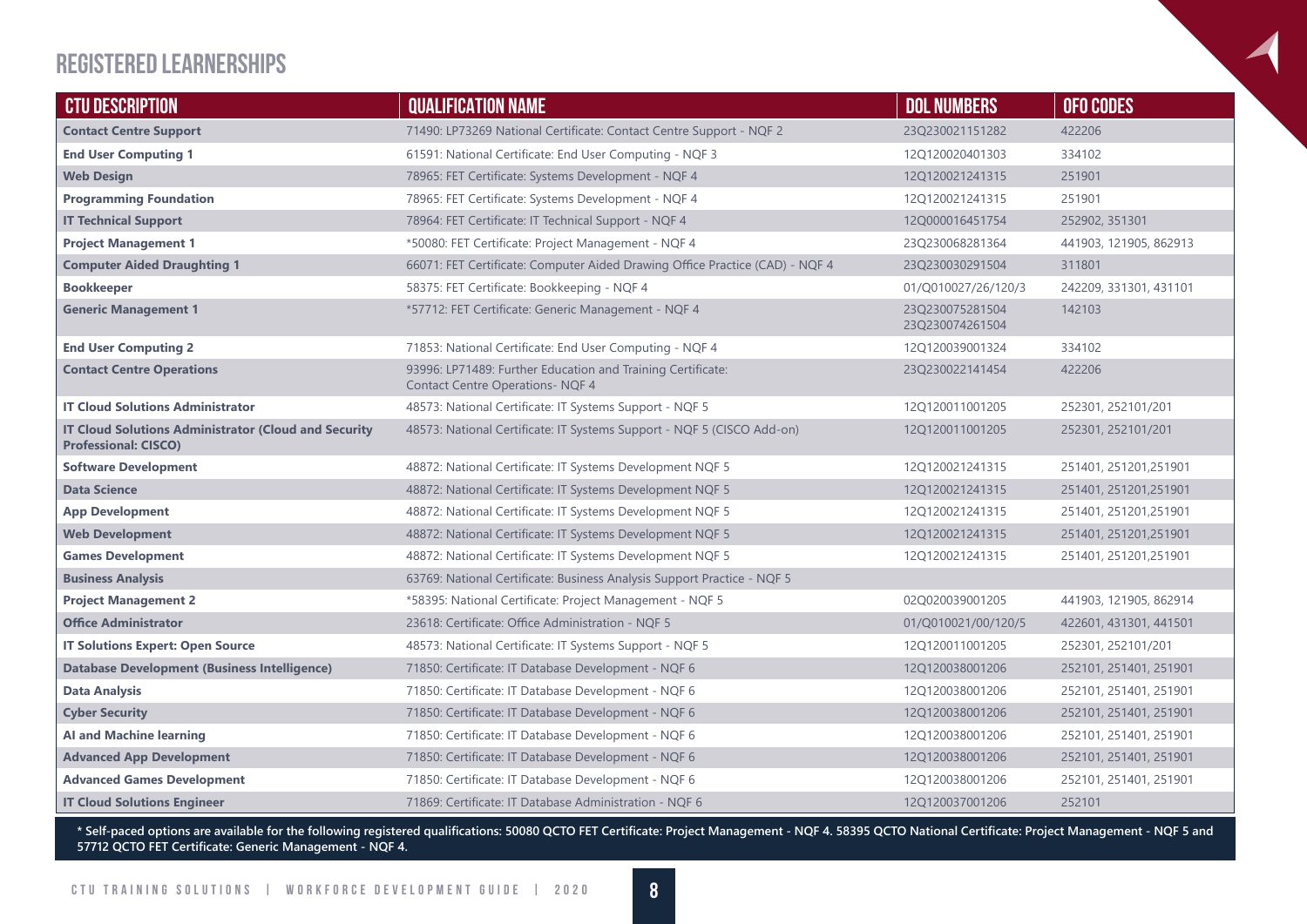## REGISTERED LEARNERSHIPS

| CTU DESCRIPTION | QUALIFICATION NAME | DOL NUMBERS | OFO CODES |
|---|---|---|---|
| **Contact Centre Support** | 71490: LP73269 National Certificate: Contact Centre Support - NQF 2 | 23Q230021151282 | 422206 |
| **End User Computing 1** | 61591: National Certificate: End User Computing - NQF 3 | 12Q120020401303 | 334102 |
| **Web Design** | 78965: FET Certificate: Systems Development - NQF 4 | 12Q120021241315 | 251901 |
| **Programming Foundation** | 78965: FET Certificate: Systems Development - NQF 4 | 12Q120021241315 | 251901 |
| **IT Technical Support** | 78964: FET Certificate: IT Technical Support - NQF 4 | 12Q000016451754 | 252902, 351301 |
| **Project Management 1** | *50080: FET Certificate: Project Management - NQF 4 | 23Q230068281364 | 441903, 121905, 862913 |
| **Computer Aided Draughting 1** | 66071: FET Certificate: Computer Aided Drawing Office Practice (CAD) - NQF 4 | 23Q230030291504 | 311801 |
| **Bookkeeper** | 58375: FET Certificate: Bookkeeping - NQF 4 | 01/Q010027/26/120/3 | 242209, 331301, 431101 |
| **Generic Management 1** | *57712: FET Certificate: Generic Management - NQF 4 | 23Q230075281504 23Q230074261504 | 142103 |
| **End User Computing 2** | 71853: National Certificate: End User Computing - NQF 4 | 12Q120039001324 | 334102 |
| **Contact Centre Operations** | 93996: LP71489: Further Education and Training Certificate: Contact Centre Operations- NQF 4 | 23Q230022141454 | 422206 |
| **IT Cloud Solutions Administrator** | 48573: National Certificate: IT Systems Support - NQF 5 | 12Q120011001205 | 252301, 252101/201 |
| **IT Cloud Solutions Administrator (Cloud and Security Professional: CISCO)** | 48573: National Certificate: IT Systems Support - NQF 5 (CISCO Add-on) | 12Q120011001205 | 252301, 252101/201 |
| **Software Development** | 48872: National Certificate: IT Systems Development NQF 5 | 12Q120021241315 | 251401, 251201,251901 |
| **Data Science** | 48872: National Certificate: IT Systems Development NQF 5 | 12Q120021241315 | 251401, 251201,251901 |
| **App Development** | 48872: National Certificate: IT Systems Development NQF 5 | 12Q120021241315 | 251401, 251201,251901 |
| **Web Development** | 48872: National Certificate: IT Systems Development NQF 5 | 12Q120021241315 | 251401, 251201,251901 |
| **Games Development** | 48872: National Certificate: IT Systems Development NQF 5 | 12Q120021241315 | 251401, 251201,251901 |
| **Business Analysis** | 63769: National Certificate: Business Analysis Support Practice - NQF 5 | | |
| **Project Management 2** | *58395: National Certificate: Project Management - NQF 5 | 02Q020039001205 | 441903, 121905, 862914 |
| **Office Administrator** | 23618: Certificate: Office Administration - NQF 5 | 01/Q010021/00/120/5 | 422601, 431301, 441501 |
| **IT Solutions Expert: Open Source** | 48573: National Certificate: IT Systems Support - NQF 5 | 12Q120011001205 | 252301, 252101/201 |
| **Database Development (Business Intelligence)** | 71850: Certificate: IT Database Development - NQF 6 | 12Q120038001206 | 252101, 251401, 251901 |
| **Data Analysis** | 71850: Certificate: IT Database Development - NQF 6 | 12Q120038001206 | 252101, 251401, 251901 |
| **Cyber Security** | 71850: Certificate: IT Database Development - NQF 6 | 12Q120038001206 | 252101, 251401, 251901 |
| **AI and Machine learning** | 71850: Certificate: IT Database Development - NQF 6 | 12Q120038001206 | 252101, 251401, 251901 |
| **Advanced App Development** | 71850: Certificate: IT Database Development - NQF 6 | 12Q120038001206 | 252101, 251401, 251901 |
| **Advanced Games Development** | 71850: Certificate: IT Database Development - NQF 6 | 12Q120038001206 | 252101, 251401, 251901 |
| **IT Cloud Solutions Engineer** | 71869: Certificate: IT Database Administration - NQF 6 | 12Q120037001206 | 252101 |

**\* Self-paced options are available for the following registered qualifications: 50080 QCTO FET Certificate: Project Management - NQF 4. 58395 QCTO National Certificate: Project Management - NQF 5 and 57712 QCTO FET Certificate: Generic Management - NQF 4.**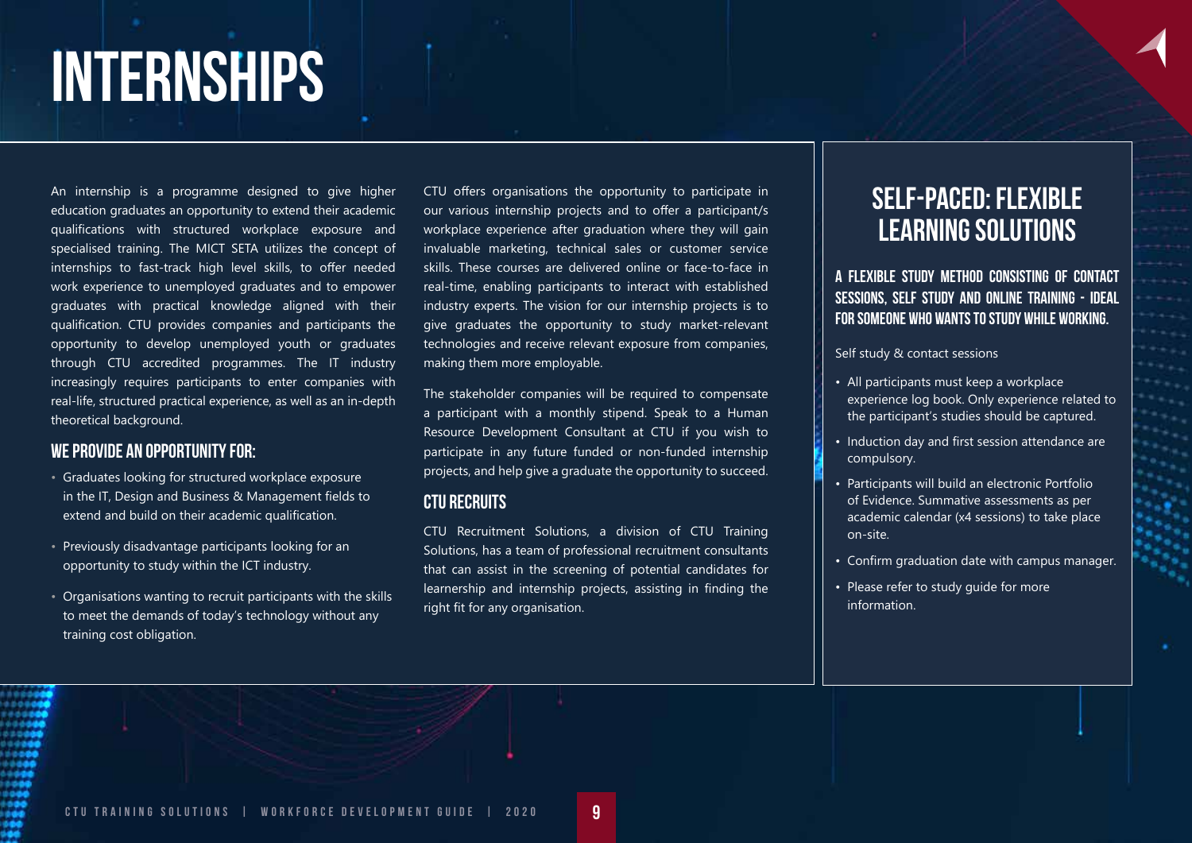# INTERNSHIPS

An internship is a programme designed to give higher education graduates an opportunity to extend their academic qualifications with structured workplace exposure and specialised training. The MICT SETA utilizes the concept of internships to fast-track high level skills, to offer needed work experience to unemployed graduates and to empower graduates with practical knowledge aligned with their qualification. CTU provides companies and participants the opportunity to develop unemployed youth or graduates through CTU accredited programmes. The IT industry increasingly requires participants to enter companies with real-life, structured practical experience, as well as an in-depth theoretical background.

## WE PROVIDE AN OPPORTUNITY FOR:

- Graduates looking for structured workplace exposure in the IT, Design and Business & Management fields to extend and build on their academic qualification.
- Previously disadvantage participants looking for an opportunity to study within the ICT industry.
- Organisations wanting to recruit participants with the skills to meet the demands of today's technology without any training cost obligation.

CTU offers organisations the opportunity to participate in our various internship projects and to offer a participant/s workplace experience after graduation where they will gain invaluable marketing, technical sales or customer service skills. These courses are delivered online or face-to-face in real-time, enabling participants to interact with established industry experts. The vision for our internship projects is to give graduates the opportunity to study market-relevant technologies and receive relevant exposure from companies, making them more employable.

The stakeholder companies will be required to compensate a participant with a monthly stipend. Speak to a Human Resource Development Consultant at CTU if you wish to participate in any future funded or non-funded internship projects, and help give a graduate the opportunity to succeed.

## CTU RECRUITS

CTU Recruitment Solutions, a division of CTU Training Solutions, has a team of professional recruitment consultants that can assist in the screening of potential candidates for learnership and internship projects, assisting in finding the right fit for any organisation.

## SELF-PACED: FLEXIBLE LEARNING SOLUTIONS

### A FLEXIBLE STUDY METHOD CONSISTING OF CONTACT SESSIONS, SELF STUDY AND ONLINE TRAINING - IDEAL FOR SOMEONE WHO WANTS TO STUDY WHILE WORKING.

Self study & contact sessions

- All participants must keep a workplace experience log book. Only experience related to the participant's studies should be captured.
- Induction day and first session attendance are compulsory.
- Participants will build an electronic Portfolio of Evidence. Summative assessments as per academic calendar (x4 sessions) to take place on-site.
- Confirm graduation date with campus manager.
- Please refer to study guide for more information.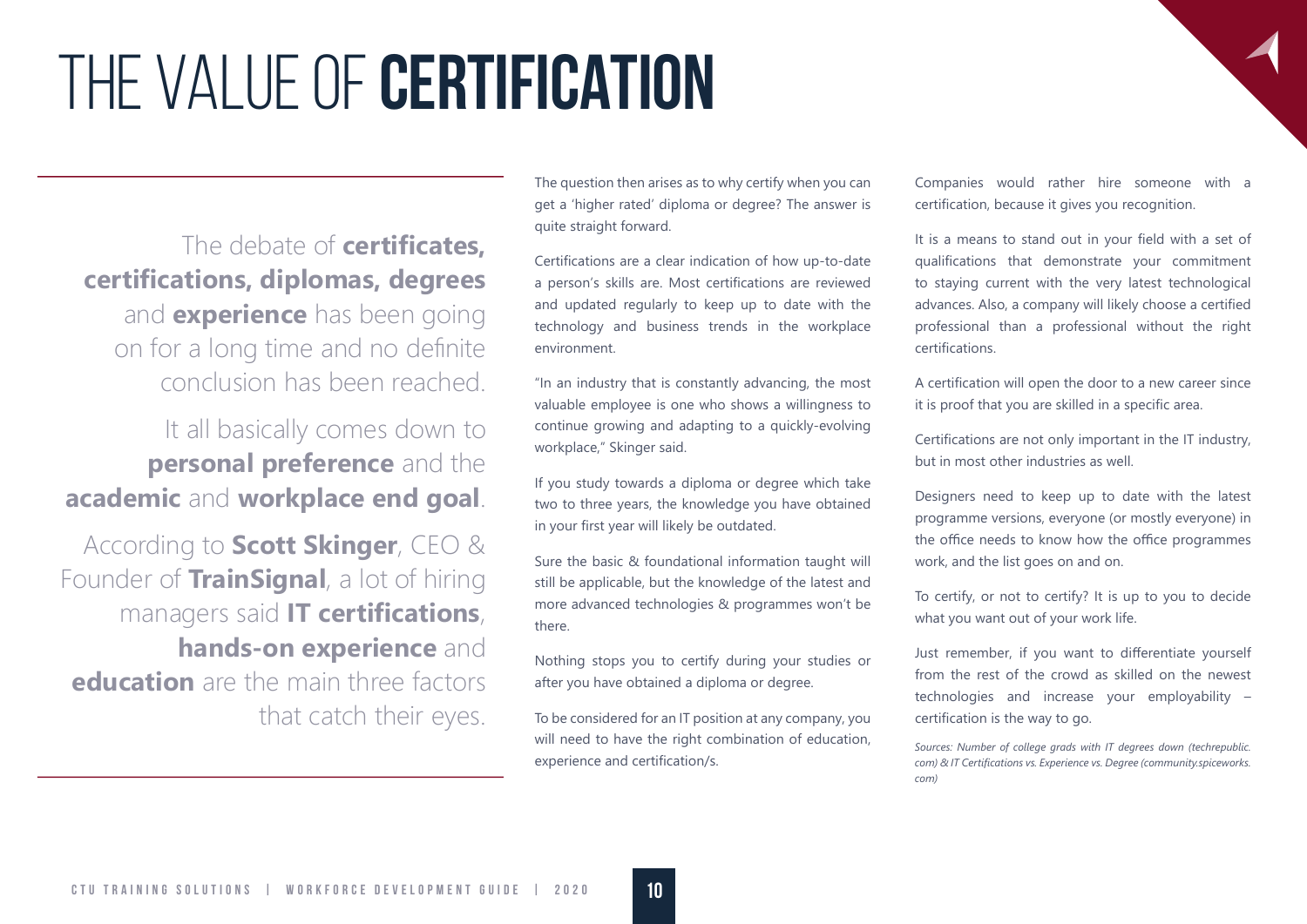# THE VALUE OF **CERTIFICATION**

The debate of **certificates, certifications, diplomas, degrees** and **experience** has been going on for a long time and no definite conclusion has been reached.

It all basically comes down to **personal preference** and the **academic** and **workplace end goal**.

According to **Scott Skinger**, CEO & Founder of **TrainSignal**, a lot of hiring managers said **IT certifications**, **hands-on experience** and **education** are the main three factors that catch their eyes.

The question then arises as to why certify when you can get a 'higher rated' diploma or degree? The answer is quite straight forward.

Certifications are a clear indication of how up-to-date a person's skills are. Most certifications are reviewed and updated regularly to keep up to date with the technology and business trends in the workplace environment.

"In an industry that is constantly advancing, the most valuable employee is one who shows a willingness to continue growing and adapting to a quickly-evolving workplace," Skinger said.

If you study towards a diploma or degree which take two to three years, the knowledge you have obtained in your first year will likely be outdated.

Sure the basic & foundational information taught will still be applicable, but the knowledge of the latest and more advanced technologies & programmes won't be there.

Nothing stops you to certify during your studies or after you have obtained a diploma or degree.

To be considered for an IT position at any company, you will need to have the right combination of education, experience and certification/s.

Companies would rather hire someone with a certification, because it gives you recognition.

It is a means to stand out in your field with a set of qualifications that demonstrate your commitment to staying current with the very latest technological advances. Also, a company will likely choose a certified professional than a professional without the right certifications.

A certification will open the door to a new career since it is proof that you are skilled in a specific area.

Certifications are not only important in the IT industry, but in most other industries as well.

Designers need to keep up to date with the latest programme versions, everyone (or mostly everyone) in the office needs to know how the office programmes work, and the list goes on and on.

To certify, or not to certify? It is up to you to decide what you want out of your work life.

Just remember, if you want to differentiate yourself from the rest of the crowd as skilled on the newest technologies and increase your employability – certification is the way to go.

*Sources: Number of college grads with IT degrees down (techrepublic.com) & IT Certifications vs. Experience vs. Degree (community.spiceworks.com)*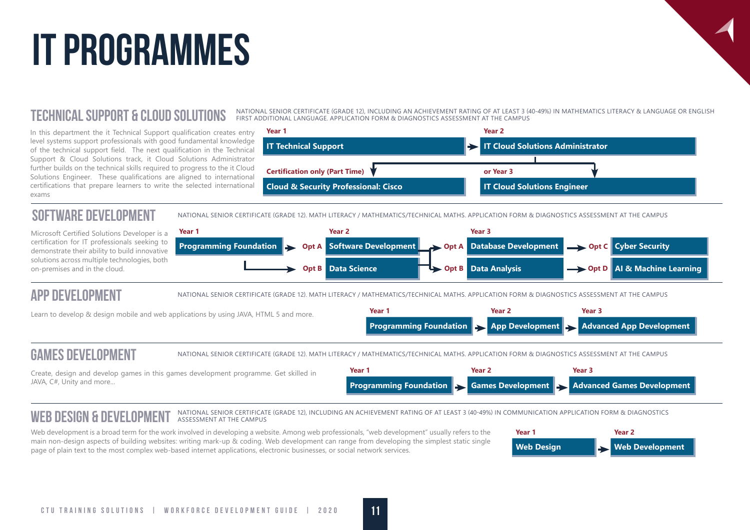# IT PROGRAMMES

## TECHNICAL SUPPORT & CLOUD SOLUTIONS

NATIONAL SENIOR CERTIFICATE (GRADE 12), INCLUDING AN ACHIEVEMENT RATING OF AT LEAST 3 (40-49%) IN MATHEMATICS LITERACY & LANGUAGE OR ENGLISH FIRST ADDITIONAL LANGUAGE. APPLICATION FORM & DIAGNOSTICS ASSESSMENT AT THE CAMPUS

In this department the it Technical Support qualification creates entry level systems support professionals with good fundamental knowledge of the technical support field. The next qualification in the Technical Support & Cloud Solutions track, it Cloud Solutions Administrator further builds on the technical skills required to progress to the it Cloud Solutions Engineer. These qualifications are aligned to international certifications that prepare learners to write the selected international exams

**Year 1**
- **IT Technical Support** → **Year 2**: **IT Cloud Solutions Administrator** → **or Year 3**: **IT Cloud Solutions Engineer**

**Certification only (Part Time)**
- **Cloud & Security Professional: Cisco**

## SOFTWARE DEVELOPMENT

NATIONAL SENIOR CERTIFICATE (GRADE 12). MATH LITERACY / MATHEMATICS/TECHNICAL MATHS. APPLICATION FORM & DIAGNOSTICS ASSESSMENT AT THE CAMPUS

Microsoft Certified Solutions Developer is a certification for IT professionals seeking to demonstrate their ability to build innovative solutions across multiple technologies, both on-premises and in the cloud.

| Year 1 | Year 2 | Year 3 | |
|---|---|---|---|
| Programming Foundation | Opt A: Software Development | Opt A: Database Development | Opt C: Cyber Security |
| | Opt B: Data Science | Opt B: Data Analysis | Opt D: AI & Machine Learning |

## APP DEVELOPMENT

NATIONAL SENIOR CERTIFICATE (GRADE 12). MATH LITERACY / MATHEMATICS/TECHNICAL MATHS. APPLICATION FORM & DIAGNOSTICS ASSESSMENT AT THE CAMPUS

Learn to develop & design mobile and web applications by using JAVA, HTML 5 and more.

| Year 1 | Year 2 | Year 3 |
|---|---|---|
| Programming Foundation | App Development | Advanced App Development |

## GAMES DEVELOPMENT

NATIONAL SENIOR CERTIFICATE (GRADE 12). MATH LITERACY / MATHEMATICS/TECHNICAL MATHS. APPLICATION FORM & DIAGNOSTICS ASSESSMENT AT THE CAMPUS

Create, design and develop games in this games development programme. Get skilled in JAVA, C#, Unity and more...

| Year 1 | Year 2 | Year 3 |
|---|---|---|
| Programming Foundation | Games Development | Advanced Games Development |

## WEB DESIGN & DEVELOPMENT

NATIONAL SENIOR CERTIFICATE (GRADE 12), INCLUDING AN ACHIEVEMENT RATING OF AT LEAST 3 (40-49%) IN COMMUNICATION APPLICATION FORM & DIAGNOSTICS ASSESSMENT AT THE CAMPUS

Web development is a broad term for the work involved in developing a website. Among web professionals, "web development" usually refers to the main non-design aspects of building websites: writing mark-up & coding. Web development can range from developing the simplest static single page of plain text to the most complex web-based internet applications, electronic businesses, or social network services.

| Year 1 | Year 2 |
|---|---|
| Web Design | Web Development |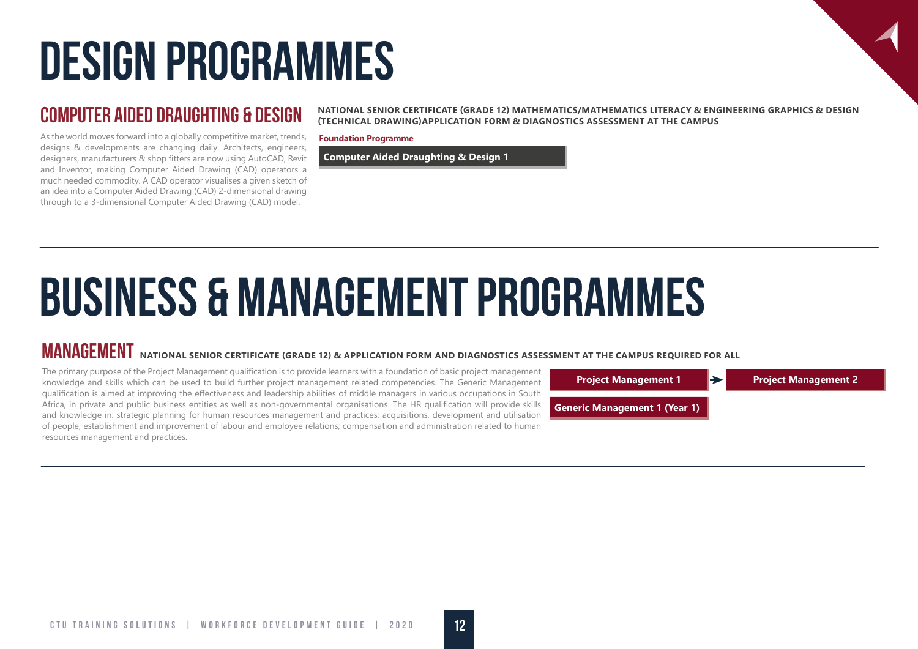# DESIGN PROGRAMMES

## COMPUTER AIDED DRAUGHTING & DESIGN

As the world moves forward into a globally competitive market, trends, designs & developments are changing daily. Architects, engineers, designers, manufacturers & shop fitters are now using AutoCAD, Revit and Inventor, making Computer Aided Drawing (CAD) operators a much needed commodity. A CAD operator visualises a given sketch of an idea into a Computer Aided Drawing (CAD) 2-dimensional drawing through to a 3-dimensional Computer Aided Drawing (CAD) model.

**NATIONAL SENIOR CERTIFICATE (GRADE 12) MATHEMATICS/MATHEMATICS LITERACY & ENGINEERING GRAPHICS & DESIGN (TECHNICAL DRAWING)APPLICATION FORM & DIAGNOSTICS ASSESSMENT AT THE CAMPUS**

**Foundation Programme**

**Computer Aided Draughting & Design 1**

# BUSINESS & MANAGEMENT PROGRAMMES

## MANAGEMENT

**NATIONAL SENIOR CERTIFICATE (GRADE 12) & APPLICATION FORM AND DIAGNOSTICS ASSESSMENT AT THE CAMPUS REQUIRED FOR ALL**

The primary purpose of the Project Management qualification is to provide learners with a foundation of basic project management knowledge and skills which can be used to build further project management related competencies. The Generic Management qualification is aimed at improving the effectiveness and leadership abilities of middle managers in various occupations in South Africa, in private and public business entities as well as non-governmental organisations. The HR qualification will provide skills and knowledge in: strategic planning for human resources management and practices; acquisitions, development and utilisation of people; establishment and improvement of labour and employee relations; compensation and administration related to human resources management and practices.

**Project Management 1** → **Project Management 2**

**Generic Management 1 (Year 1)**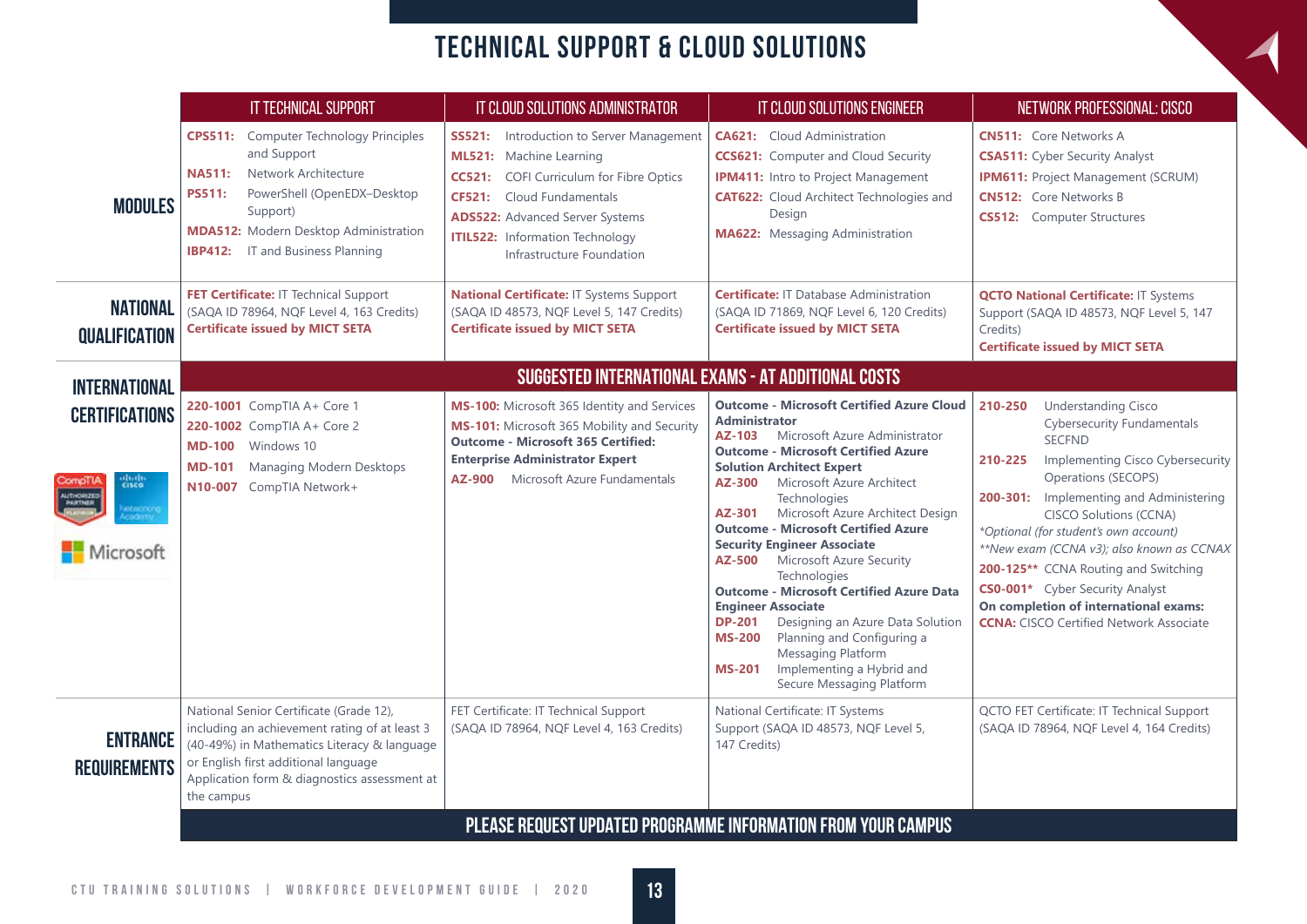# TECHNICAL SUPPORT & CLOUD SOLUTIONS

| | IT TECHNICAL SUPPORT | IT CLOUD SOLUTIONS ADMINISTRATOR | IT CLOUD SOLUTIONS ENGINEER | NETWORK PROFESSIONAL: CISCO |
|---|---|---|---|---|
| **MODULES** | **CPS511:** Computer Technology Principles and Support<br>**NA511:** Network Architecture<br>**PS511:** PowerShell (OpenEDX–Desktop Support)<br>**MDA512:** Modern Desktop Administration<br>**IBP412:** IT and Business Planning | **SS521:** Introduction to Server Management<br>**ML521:** Machine Learning<br>**CC521:** COFI Curriculum for Fibre Optics<br>**CF521:** Cloud Fundamentals<br>**ADS522:** Advanced Server Systems<br>**ITIL522:** Information Technology Infrastructure Foundation | **CA621:** Cloud Administration<br>**CCS621:** Computer and Cloud Security<br>**IPM411:** Intro to Project Management<br>**CAT622:** Cloud Architect Technologies and Design<br>**MA622:** Messaging Administration | **CN511:** Core Networks A<br>**CSA511:** Cyber Security Analyst<br>**IPM611:** Project Management (SCRUM)<br>**CN512:** Core Networks B<br>**CS512:** Computer Structures |
| **NATIONAL QUALIFICATION** | **FET Certificate:** IT Technical Support (SAQA ID 78964, NQF Level 4, 163 Credits)<br>**Certificate issued by MICT SETA** | **National Certificate:** IT Systems Support (SAQA ID 48573, NQF Level 5, 147 Credits)<br>**Certificate issued by MICT SETA** | **Certificate:** IT Database Administration (SAQA ID 71869, NQF Level 6, 120 Credits)<br>**Certificate issued by MICT SETA** | **QCTO National Certificate:** IT Systems Support (SAQA ID 48573, NQF Level 5, 147 Credits)<br>**Certificate issued by MICT SETA** |
| **INTERNATIONAL CERTIFICATIONS** | **SUGGESTED INTERNATIONAL EXAMS - AT ADDITIONAL COSTS** | | | |
| | **220-1001** CompTIA A+ Core 1<br>**220-1002** CompTIA A+ Core 2<br>**MD-100** Windows 10<br>**MD-101** Managing Modern Desktops<br>**N10-007** CompTIA Network+ | **MS-100:** Microsoft 365 Identity and Services<br>**MS-101:** Microsoft 365 Mobility and Security<br>**Outcome - Microsoft 365 Certified: Enterprise Administrator Expert**<br>**AZ-900** Microsoft Azure Fundamentals | **Outcome - Microsoft Certified Azure Cloud Administrator**<br>**AZ-103** Microsoft Azure Administrator<br>**Outcome - Microsoft Certified Azure Solution Architect Expert**<br>**AZ-300** Microsoft Azure Architect Technologies<br>**AZ-301** Microsoft Azure Architect Design<br>**Outcome - Microsoft Certified Azure Security Engineer Associate**<br>**AZ-500** Microsoft Azure Security Technologies<br>**Outcome - Microsoft Certified Azure Data Engineer Associate**<br>**DP-201** Designing an Azure Data Solution<br>**MS-200** Planning and Configuring a Messaging Platform<br>**MS-201** Implementing a Hybrid and Secure Messaging Platform | **210-250** Understanding Cisco Cybersecurity Fundamentals SECFND<br>**210-225** Implementing Cisco Cybersecurity Operations (SECOPS)<br>**200-301:** Implementing and Administering CISCO Solutions (CCNA)<br>*\*Optional (for student's own account)*<br>*\*\*New exam (CCNA v3); also known as CCNAX*<br>**200-125\*\*** CCNA Routing and Switching<br>**CS0-001\*** Cyber Security Analyst<br>**On completion of international exams:**<br>**CCNA:** CISCO Certified Network Associate |
| **ENTRANCE REQUIREMENTS** | National Senior Certificate (Grade 12), including an achievement rating of at least 3 (40-49%) in Mathematics Literacy & language or English first additional language<br>Application form & diagnostics assessment at the campus | FET Certificate: IT Technical Support (SAQA ID 78964, NQF Level 4, 163 Credits) | National Certificate: IT Systems Support (SAQA ID 48573, NQF Level 5, 147 Credits) | QCTO FET Certificate: IT Technical Support (SAQA ID 78964, NQF Level 4, 164 Credits) |

**PLEASE REQUEST UPDATED PROGRAMME INFORMATION FROM YOUR CAMPUS**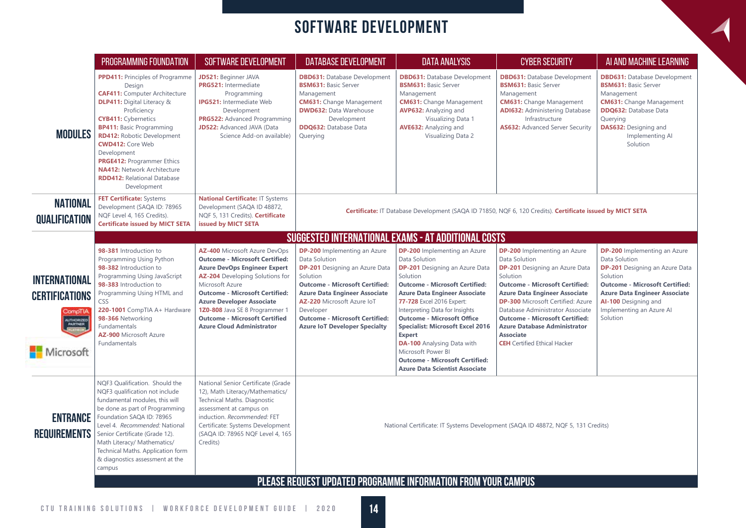# SOFTWARE DEVELOPMENT

| | PROGRAMMING FOUNDATION | SOFTWARE DEVELOPMENT | DATABASE DEVELOPMENT | DATA ANALYSIS | CYBER SECURITY | AI AND MACHINE LEARNING |
|---|---|---|---|---|---|---|
| **MODULES** | **PPD411:** Principles of Programme Design<br>**CAF411:** Computer Architecture<br>**DLP411:** Digital Literacy & Proficiency<br>**CYB411:** Cybernetics<br>**BP411:** Basic Programming<br>**RD412:** Robotic Development<br>**CWD412:** Core Web Development<br>**PRGE412:** Programmer Ethics<br>**NA412:** Network Architecture<br>**RDD412:** Relational Database Development | **JD521:** Beginner JAVA<br>**PRG521:** Intermediate Programming<br>**IPG521:** Intermediate Web Development<br>**PRG522:** Advanced Programming<br>**JD522:** Advanced JAVA (Data Science Add-on available) | **DBD631:** Database Development<br>**BSM631:** Basic Server Management<br>**CM631:** Change Management<br>**DWD632:** Data Warehouse Development<br>**DDQ632:** Database Data Querying | **DBD631:** Database Development<br>**BSM631:** Basic Server Management<br>**CM631:** Change Management<br>**AVP632:** Analyzing and Visualizing Data 1<br>**AVE632:** Analyzing and Visualizing Data 2 | **DBD631:** Database Development<br>**BSM631:** Basic Server Management<br>**CM631:** Change Management<br>**ADI632:** Administering Database Infrastructure<br>**AS632:** Advanced Server Security | **DBD631:** Database Development<br>**BSM631:** Basic Server Management<br>**CM631:** Change Management<br>**DDQ632:** Database Data Querying<br>**DAS632:** Designing and Implementing AI Solution |
| **NATIONAL QUALIFICATION** | **FET Certificate:** Systems Development (SAQA ID: 78965 NQF Level 4, 165 Credits). **Certificate issued by MICT SETA** | **National Certificate:** IT Systems Development (SAQA ID 48872, NQF 5, 131 Credits). **Certificate issued by MICT SETA** | **Certificate:** IT Database Development (SAQA ID 71850, NQF 6, 120 Credits). **Certificate issued by MICT SETA** | | | |
| | **SUGGESTED INTERNATIONAL EXAMS - AT ADDITIONAL COSTS** | | | | | |
| **INTERNATIONAL CERTIFICATIONS** | **98-381** Introduction to Programming Using Python<br>**98-382** Introduction to Programming Using JavaScript<br>**98-383** Introduction to Programming Using HTML and CSS<br>**220-1001** CompTIA A+ Hardware<br>**98-366** Networking Fundamentals<br>**AZ-900** Microsoft Azure Fundamentals | **AZ-400** Microsoft Azure DevOps<br>**Outcome - Microsoft Certified: Azure DevOps Engineer Expert**<br>**AZ-204** Developing Solutions for Microsoft Azure<br>**Outcome - Microsoft Certified: Azure Developer Associate**<br>**1Z0-808** Java SE 8 Programmer 1<br>**Outcome - Microsoft Certified Azure Cloud Administrator** | **DP-200** Implementing an Azure Data Solution<br>**DP-201** Designing an Azure Data Solution<br>**Outcome - Microsoft Certified: Azure Data Engineer Associate**<br>**AZ-220** Microsoft Azure IoT Developer<br>**Outcome - Microsoft Certified: Azure IoT Developer Specialty** | **DP-200** Implementing an Azure Data Solution<br>**DP-201** Designing an Azure Data Solution<br>**Outcome - Microsoft Certified: Azure Data Engineer Associate**<br>**77-728** Excel 2016 Expert: Interpreting Data for Insights<br>**Outcome - Microsoft Office Specialist: Microsoft Excel 2016 Expert**<br>**DA-100** Analysing Data with Microsoft Power BI<br>**Outcome - Microsoft Certified: Azure Data Scientist Associate** | **DP-200** Implementing an Azure Data Solution<br>**DP-201** Designing an Azure Data Solution<br>**Outcome - Microsoft Certified: Azure Data Engineer Associate**<br>**DP-300** Microsoft Certified: Azure Database Administrator Associate<br>**Outcome - Microsoft Certified: Azure Database Administrator Associate**<br>**CEH** Certified Ethical Hacker | **DP-200** Implementing an Azure Data Solution<br>**DP-201** Designing an Azure Data Solution<br>**Outcome - Microsoft Certified: Azure Data Engineer Associate**<br>**AI-100** Designing and Implementing an Azure AI Solution |
| **ENTRANCE REQUIREMENTS** | NQF3 Qualification. Should the NQF3 qualification not include fundamental modules, this will be done as part of Programming Foundation SAQA ID: 78965 Level 4. *Recommended:* National Senior Certificate (Grade 12). Math Literacy/ Mathematics/ Technical Maths. Application form & diagnostics assessment at the campus | National Senior Certificate (Grade 12), Math Literacy/Mathematics/ Technical Maths. Diagnostic assessment at campus on induction. *Recommended:* FET Certificate: Systems Development (SAQA ID: 78965 NQF Level 4, 165 Credits) | National Certificate: IT Systems Development (SAQA ID 48872, NQF 5, 131 Credits) | | | |

**PLEASE REQUEST UPDATED PROGRAMME INFORMATION FROM YOUR CAMPUS**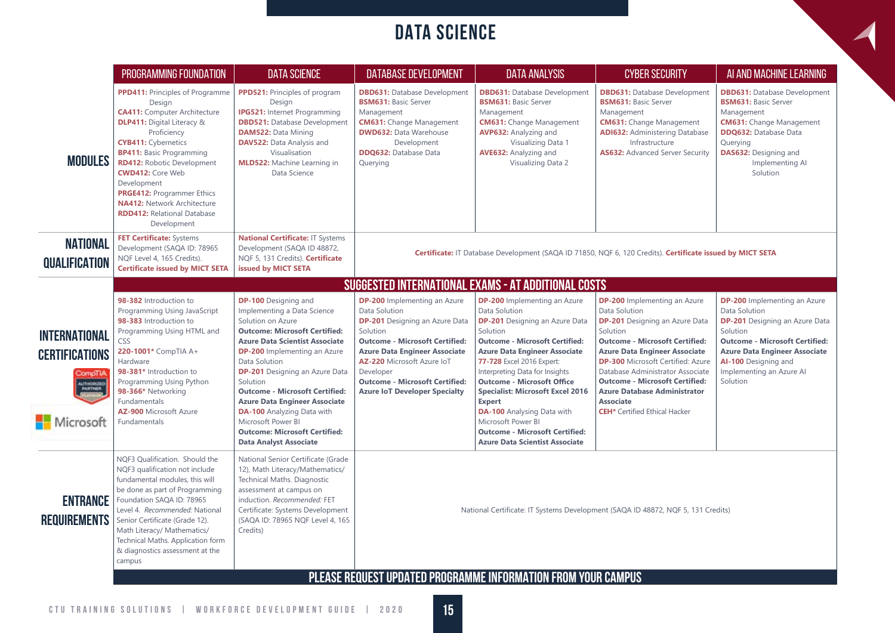# DATA SCIENCE

| | PROGRAMMING FOUNDATION | DATA SCIENCE | DATABASE DEVELOPMENT | DATA ANALYSIS | CYBER SECURITY | AI AND MACHINE LEARNING |
|---|---|---|---|---|---|---|
| **MODULES** | **PPD411:** Principles of Programme Design<br>**CA411:** Computer Architecture<br>**DLP411:** Digital Literacy & Proficiency<br>**CYB411:** Cybernetics<br>**BP411:** Basic Programming<br>**RD412:** Robotic Development<br>**CWD412:** Core Web Development<br>**PRGE412:** Programmer Ethics<br>**NA412:** Network Architecture<br>**RDD412:** Relational Database Development | **PPD521:** Principles of program Design<br>**IPG521:** Internet Programming<br>**DBD521:** Database Development<br>**DAM522:** Data Mining<br>**DAV522:** Data Analysis and Visualisation<br>**MLD522:** Machine Learning in Data Science | **DBD631:** Database Development<br>**BSM631:** Basic Server Management<br>**CM631:** Change Management<br>**DWD632:** Data Warehouse Development<br>**DDQ632:** Database Data Querying | **DBD631:** Database Development<br>**BSM631:** Basic Server Management<br>**CM631:** Change Management<br>**AVP632:** Analyzing and Visualizing Data 1<br>**AVE632:** Analyzing and Visualizing Data 2 | **DBD631:** Database Development<br>**BSM631:** Basic Server Management<br>**CM631:** Change Management<br>**ADI632:** Administering Database Infrastructure<br>**AS632:** Advanced Server Security | **DBD631:** Database Development<br>**BSM631:** Basic Server Management<br>**CM631:** Change Management<br>**DDQ632:** Database Data Querying<br>**DAS632:** Designing and Implementing AI Solution |
| **NATIONAL QUALIFICATION** | **FET Certificate:** Systems Development (SAQA ID: 78965 NQF Level 4, 165 Credits). **Certificate issued by MICT SETA** | **National Certificate:** IT Systems Development (SAQA ID 48872, NQF 5, 131 Credits). **Certificate issued by MICT SETA** | **Certificate:** IT Database Development (SAQA ID 71850, NQF 6, 120 Credits). **Certificate issued by MICT SETA** | | | |
| | **SUGGESTED INTERNATIONAL EXAMS - AT ADDITIONAL COSTS** | | | | | |
| **INTERNATIONAL CERTIFICATIONS** | **98-382** Introduction to Programming Using JavaScript<br>**98-383** Introduction to Programming Using HTML and CSS<br>**220-1001*** CompTIA A+ Hardware<br>**98-381*** Introduction to Programming Using Python<br>**98-366*** Networking Fundamentals<br>**AZ-900** Microsoft Azure Fundamentals | **DP-100** Designing and Implementing a Data Science Solution on Azure<br>**Outcome: Microsoft Certified: Azure Data Scientist Associate**<br>**DP-200** Implementing an Azure Data Solution<br>**DP-201** Designing an Azure Data Solution<br>**Outcome - Microsoft Certified: Azure Data Engineer Associate**<br>**DA-100** Analyzing Data with Microsoft Power BI<br>**Outcome: Microsoft Certified: Data Analyst Associate** | **DP-200** Implementing an Azure Data Solution<br>**DP-201** Designing an Azure Data Solution<br>**Outcome - Microsoft Certified: Azure Data Engineer Associate**<br>**AZ-220** Microsoft Azure IoT Developer<br>**Outcome - Microsoft Certified: Azure IoT Developer Specialty** | **DP-200** Implementing an Azure Data Solution<br>**DP-201** Designing an Azure Data Solution<br>**Outcome - Microsoft Certified: Azure Data Engineer Associate**<br>**77-728** Excel 2016 Expert: Interpreting Data for Insights<br>**Outcome - Microsoft Office Specialist: Microsoft Excel 2016 Expert**<br>**DA-100** Analysing Data with Microsoft Power BI<br>**Outcome - Microsoft Certified: Azure Data Scientist Associate** | **DP-200** Implementing an Azure Data Solution<br>**DP-201** Designing an Azure Data Solution<br>**Outcome - Microsoft Certified: Azure Data Engineer Associate**<br>**DP-300** Microsoft Certified: Azure Database Administrator Associate<br>**Outcome - Microsoft Certified: Azure Database Administrator Associate**<br>**CEH*** Certified Ethical Hacker | **DP-200** Implementing an Azure Data Solution<br>**DP-201** Designing an Azure Data Solution<br>**Outcome - Microsoft Certified: Azure Data Engineer Associate**<br>**AI-100** Designing and Implementing an Azure AI Solution |
| **ENTRANCE REQUIREMENTS** | NQF3 Qualification. Should the NQF3 qualification not include fundamental modules, this will be done as part of Programming Foundation SAQA ID: 78965 Level 4. *Recommended:* National Senior Certificate (Grade 12). Math Literacy/ Mathematics/ Technical Maths. Application form & diagnostics assessment at the campus | National Senior Certificate (Grade 12), Math Literacy/Mathematics/ Technical Maths. Diagnostic assessment at campus on induction. *Recommended:* FET Certificate: Systems Development (SAQA ID: 78965 NQF Level 4, 165 Credits) | National Certificate: IT Systems Development (SAQA ID 48872, NQF 5, 131 Credits) | | | |

**PLEASE REQUEST UPDATED PROGRAMME INFORMATION FROM YOUR CAMPUS**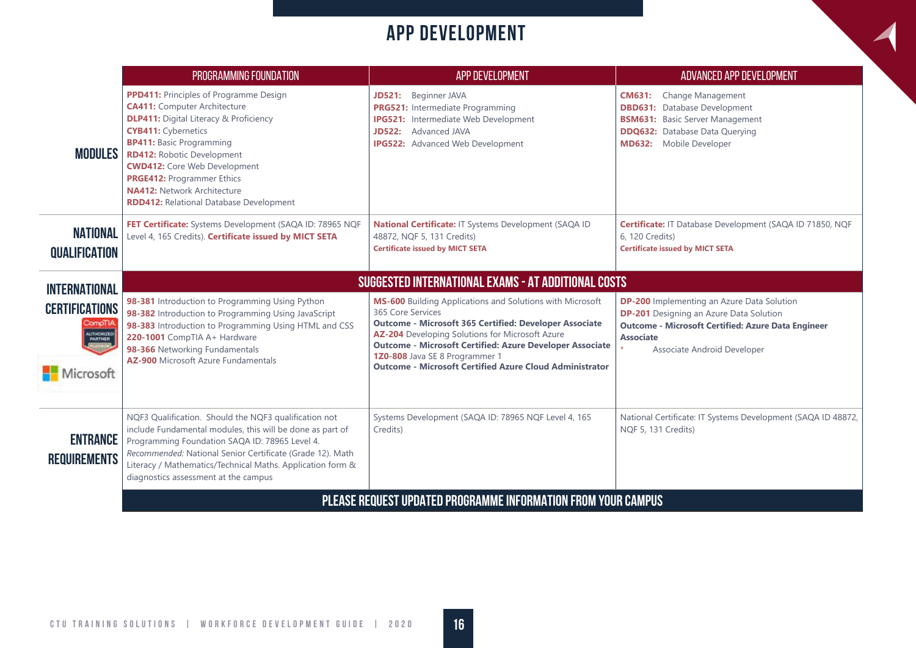# APP DEVELOPMENT

| | PROGRAMMING FOUNDATION | APP DEVELOPMENT | ADVANCED APP DEVELOPMENT |
|---|---|---|---|
| **MODULES** | **PPD411:** Principles of Programme Design<br>**CA411:** Computer Architecture<br>**DLP411:** Digital Literacy & Proficiency<br>**CYB411:** Cybernetics<br>**BP411:** Basic Programming<br>**RD412:** Robotic Development<br>**CWD412:** Core Web Development<br>**PRGE412:** Programmer Ethics<br>**NA412:** Network Architecture<br>**RDD412:** Relational Database Development | **JD521:** Beginner JAVA<br>**PRG521:** Intermediate Programming<br>**IPG521:** Intermediate Web Development<br>**JD522:** Advanced JAVA<br>**IPG522:** Advanced Web Development | **CM631:** Change Management<br>**DBD631:** Database Development<br>**BSM631:** Basic Server Management<br>**DDQ632:** Database Data Querying<br>**MD632:** Mobile Developer |
| **NATIONAL QUALIFICATION** | **FET Certificate:** Systems Development (SAQA ID: 78965 NQF Level 4, 165 Credits). **Certificate issued by MICT SETA** | **National Certificate:** IT Systems Development (SAQA ID 48872, NQF 5, 131 Credits)<br>**Certificate issued by MICT SETA** | **Certificate:** IT Database Development (SAQA ID 71850, NQF 6, 120 Credits)<br>**Certificate issued by MICT SETA** |
| **INTERNATIONAL CERTIFICATIONS** | **SUGGESTED INTERNATIONAL EXAMS - AT ADDITIONAL COSTS** | | |
| CompTIA Authorized Partner / Microsoft | **98-381** Introduction to Programming Using Python<br>**98-382** Introduction to Programming Using JavaScript<br>**98-383** Introduction to Programming Using HTML and CSS<br>**220-1001** CompTIA A+ Hardware<br>**98-366** Networking Fundamentals<br>**AZ-900** Microsoft Azure Fundamentals | **MS-600** Building Applications and Solutions with Microsoft 365 Core Services<br>**Outcome - Microsoft 365 Certified: Developer Associate**<br>**AZ-204** Developing Solutions for Microsoft Azure<br>**Outcome - Microsoft Certified: Azure Developer Associate**<br>**1Z0-808** Java SE 8 Programmer 1<br>**Outcome - Microsoft Certified Azure Cloud Administrator** | **DP-200** Implementing an Azure Data Solution<br>**DP-201** Designing an Azure Data Solution<br>**Outcome - Microsoft Certified: Azure Data Engineer Associate**<br>* Associate Android Developer |
| **ENTRANCE REQUIREMENTS** | NQF3 Qualification. Should the NQF3 qualification not include Fundamental modules, this will be done as part of Programming Foundation SAQA ID: 78965 Level 4.<br>*Recommended:* National Senior Certificate (Grade 12). Math Literacy / Mathematics/Technical Maths. Application form & diagnostics assessment at the campus | Systems Development (SAQA ID: 78965 NQF Level 4, 165 Credits) | National Certificate: IT Systems Development (SAQA ID 48872, NQF 5, 131 Credits) |

**PLEASE REQUEST UPDATED PROGRAMME INFORMATION FROM YOUR CAMPUS**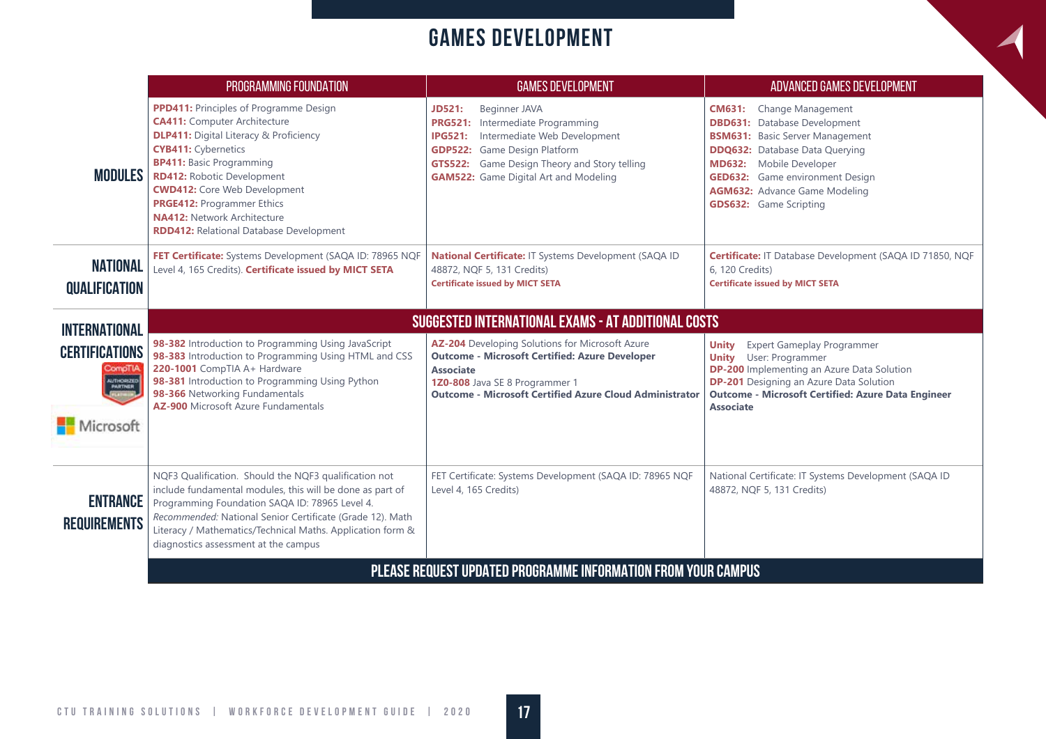# GAMES DEVELOPMENT

| | PROGRAMMING FOUNDATION | GAMES DEVELOPMENT | ADVANCED GAMES DEVELOPMENT |
|---|---|---|---|
| **MODULES** | **PPD411:** Principles of Programme Design<br>**CA411:** Computer Architecture<br>**DLP411:** Digital Literacy & Proficiency<br>**CYB411:** Cybernetics<br>**BP411:** Basic Programming<br>**RD412:** Robotic Development<br>**CWD412:** Core Web Development<br>**PRGE412:** Programmer Ethics<br>**NA412:** Network Architecture<br>**RDD412:** Relational Database Development | **JD521:** Beginner JAVA<br>**PRG521:** Intermediate Programming<br>**IPG521:** Intermediate Web Development<br>**GDP522:** Game Design Platform<br>**GTS522:** Game Design Theory and Story telling<br>**GAM522:** Game Digital Art and Modeling | **CM631:** Change Management<br>**DBD631:** Database Development<br>**BSM631:** Basic Server Management<br>**DDQ632:** Database Data Querying<br>**MD632:** Mobile Developer<br>**GED632:** Game environment Design<br>**AGM632:** Advance Game Modeling<br>**GDS632:** Game Scripting |
| **NATIONAL QUALIFICATION** | **FET Certificate:** Systems Development (SAQA ID: 78965 NQF Level 4, 165 Credits). **Certificate issued by MICT SETA** | **National Certificate:** IT Systems Development (SAQA ID 48872, NQF 5, 131 Credits)<br>**Certificate issued by MICT SETA** | **Certificate:** IT Database Development (SAQA ID 71850, NQF 6, 120 Credits)<br>**Certificate issued by MICT SETA** |
| **INTERNATIONAL CERTIFICATIONS** | **SUGGESTED INTERNATIONAL EXAMS - AT ADDITIONAL COSTS** | | |
| | **98-382** Introduction to Programming Using JavaScript<br>**98-383** Introduction to Programming Using HTML and CSS<br>**220-1001** CompTIA A+ Hardware<br>**98-381** Introduction to Programming Using Python<br>**98-366** Networking Fundamentals<br>**AZ-900** Microsoft Azure Fundamentals | **AZ-204** Developing Solutions for Microsoft Azure<br>**Outcome - Microsoft Certified: Azure Developer Associate**<br>**1Z0-808** Java SE 8 Programmer 1<br>**Outcome - Microsoft Certified Azure Cloud Administrator** | **Unity** Expert Gameplay Programmer<br>**Unity** User: Programmer<br>**DP-200** Implementing an Azure Data Solution<br>**DP-201** Designing an Azure Data Solution<br>**Outcome - Microsoft Certified: Azure Data Engineer Associate** |
| **ENTRANCE REQUIREMENTS** | NQF3 Qualification. Should the NQF3 qualification not include fundamental modules, this will be done as part of Programming Foundation SAQA ID: 78965 Level 4.<br>*Recommended:* National Senior Certificate (Grade 12). Math Literacy / Mathematics/Technical Maths. Application form & diagnostics assessment at the campus | FET Certificate: Systems Development (SAQA ID: 78965 NQF Level 4, 165 Credits) | National Certificate: IT Systems Development (SAQA ID 48872, NQF 5, 131 Credits) |

**PLEASE REQUEST UPDATED PROGRAMME INFORMATION FROM YOUR CAMPUS**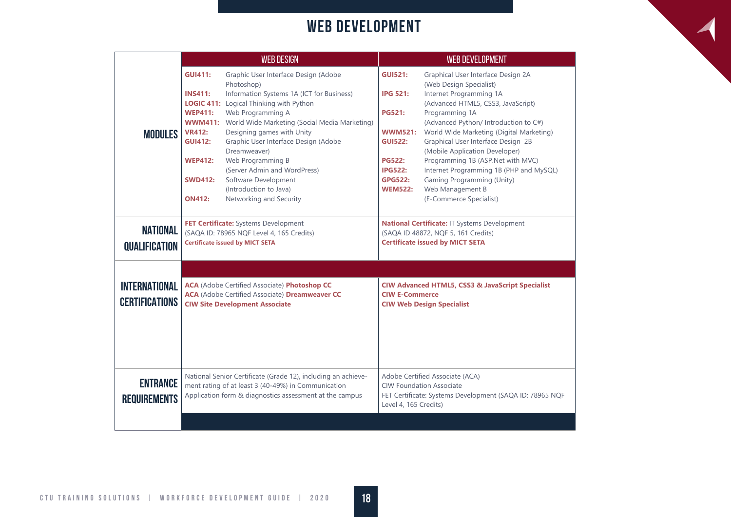# WEB DEVELOPMENT

| | WEB DESIGN | WEB DEVELOPMENT |
|---|---|---|
| **MODULES** | **GUI411:** Graphic User Interface Design (Adobe Photoshop)<br>**INS411:** Information Systems 1A (ICT for Business)<br>**LOGIC 411:** Logical Thinking with Python<br>**WEP411:** Web Programming A<br>**WWM411:** World Wide Marketing (Social Media Marketing)<br>**VR412:** Designing games with Unity<br>**GUI412:** Graphic User Interface Design (Adobe Dreamweaver)<br>**WEP412:** Web Programming B (Server Admin and WordPress)<br>**SWD412:** Software Development (Introduction to Java)<br>**ON412:** Networking and Security | **GUI521:** Graphical User Interface Design 2A (Web Design Specialist)<br>**IPG 521:** Internet Programming 1A (Advanced HTML5, CSS3, JavaScript)<br>**PG521:** Programming 1A (Advanced Python/ Introduction to C#)<br>**WWM521:** World Wide Marketing (Digital Marketing)<br>**GUI522:** Graphical User Interface Design 2B (Mobile Application Developer)<br>**PG522:** Programming 1B (ASP.Net with MVC)<br>**IPG522:** Internet Programming 1B (PHP and MySQL)<br>**GPG522:** Gaming Programming (Unity)<br>**WEM522:** Web Management B (E-Commerce Specialist) |
| **NATIONAL QUALIFICATION** | **FET Certificate:** Systems Development<br>(SAQA ID: 78965 NQF Level 4, 165 Credits)<br>**Certificate issued by MICT SETA** | **National Certificate:** IT Systems Development<br>(SAQA ID 48872, NQF 5, 161 Credits)<br>**Certificate issued by MICT SETA** |
| **INTERNATIONAL CERTIFICATIONS** | **ACA** (Adobe Certified Associate) **Photoshop CC**<br>**ACA** (Adobe Certified Associate) **Dreamweaver CC**<br>**CIW Site Development Associate** | **CIW Advanced HTML5, CSS3 & JavaScript Specialist**<br>**CIW E-Commerce**<br>**CIW Web Design Specialist** |
| **ENTRANCE REQUIREMENTS** | National Senior Certificate (Grade 12), including an achievement rating of at least 3 (40-49%) in Communication<br>Application form & diagnostics assessment at the campus | Adobe Certified Associate (ACA)<br>CIW Foundation Associate<br>FET Certificate: Systems Development (SAQA ID: 78965 NQF Level 4, 165 Credits) |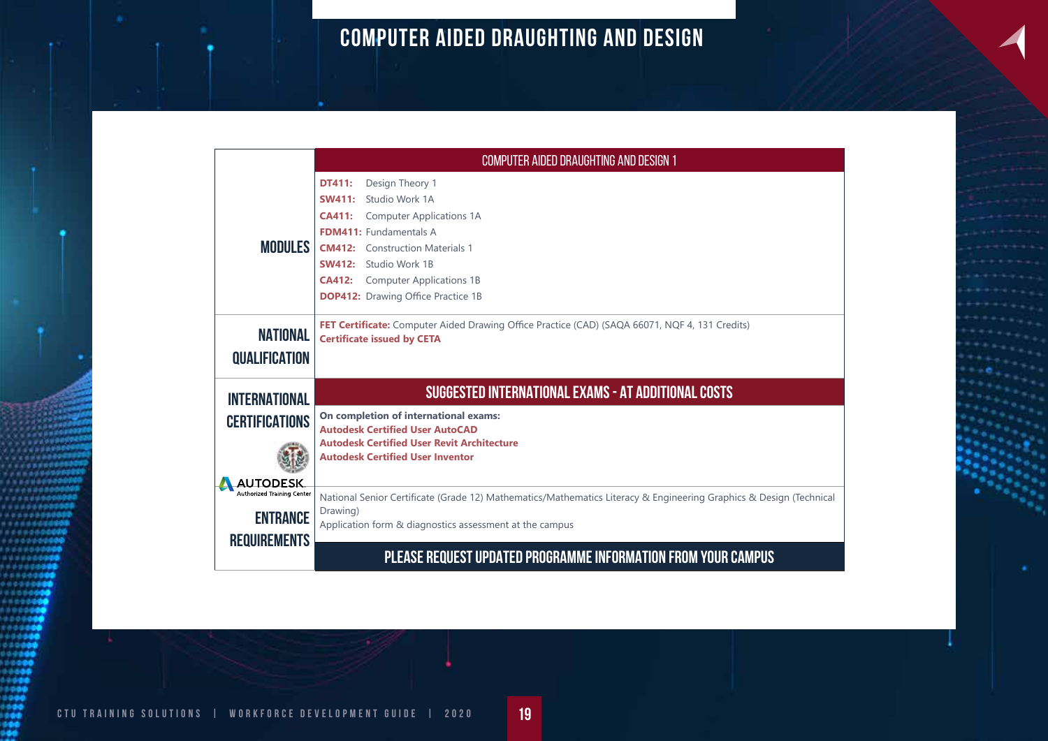# COMPUTER AIDED DRAUGHTING AND DESIGN

| | COMPUTER AIDED DRAUGHTING AND DESIGN 1 |
|---|---|
| **MODULES** | **DT411:** Design Theory 1<br>**SW411:** Studio Work 1A<br>**CA411:** Computer Applications 1A<br>**FDM411:** Fundamentals A<br>**CM412:** Construction Materials 1<br>**SW412:** Studio Work 1B<br>**CA412:** Computer Applications 1B<br>**DOP412:** Drawing Office Practice 1B |
| **NATIONAL QUALIFICATION** | **FET Certificate:** Computer Aided Drawing Office Practice (CAD) (SAQA 66071, NQF 4, 131 Credits)<br>**Certificate issued by CETA** |
| **INTERNATIONAL CERTIFICATIONS** | **SUGGESTED INTERNATIONAL EXAMS - AT ADDITIONAL COSTS** |
| AUTODESK. Authorized Training Center | **On completion of international exams:**<br>**Autodesk Certified User AutoCAD**<br>**Autodesk Certified User Revit Architecture**<br>**Autodesk Certified User Inventor** |
| **ENTRANCE REQUIREMENTS** | National Senior Certificate (Grade 12) Mathematics/Mathematics Literacy & Engineering Graphics & Design (Technical Drawing)<br>Application form & diagnostics assessment at the campus |
| | **PLEASE REQUEST UPDATED PROGRAMME INFORMATION FROM YOUR CAMPUS** |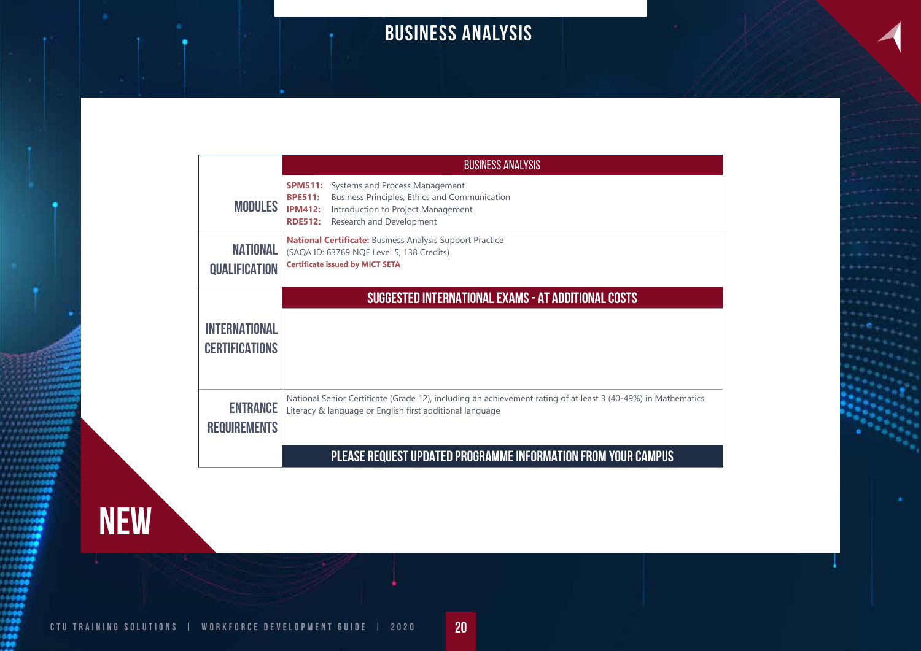# BUSINESS ANALYSIS

| | BUSINESS ANALYSIS |
|---|---|
| MODULES | **SPM511:** Systems and Process Management<br>**BPE511:** Business Principles, Ethics and Communication<br>**IPM412:** Introduction to Project Management<br>**RDE512:** Research and Development |
| NATIONAL QUALIFICATION | **National Certificate:** Business Analysis Support Practice<br>(SAQA ID: 63769 NQF Level 5, 138 Credits)<br>**Certificate issued by MICT SETA** |
| INTERNATIONAL CERTIFICATIONS | **SUGGESTED INTERNATIONAL EXAMS - AT ADDITIONAL COSTS** |
| ENTRANCE REQUIREMENTS | National Senior Certificate (Grade 12), including an achievement rating of at least 3 (40-49%) in Mathematics Literacy & language or English first additional language |
| | **PLEASE REQUEST UPDATED PROGRAMME INFORMATION FROM YOUR CAMPUS** |

NEW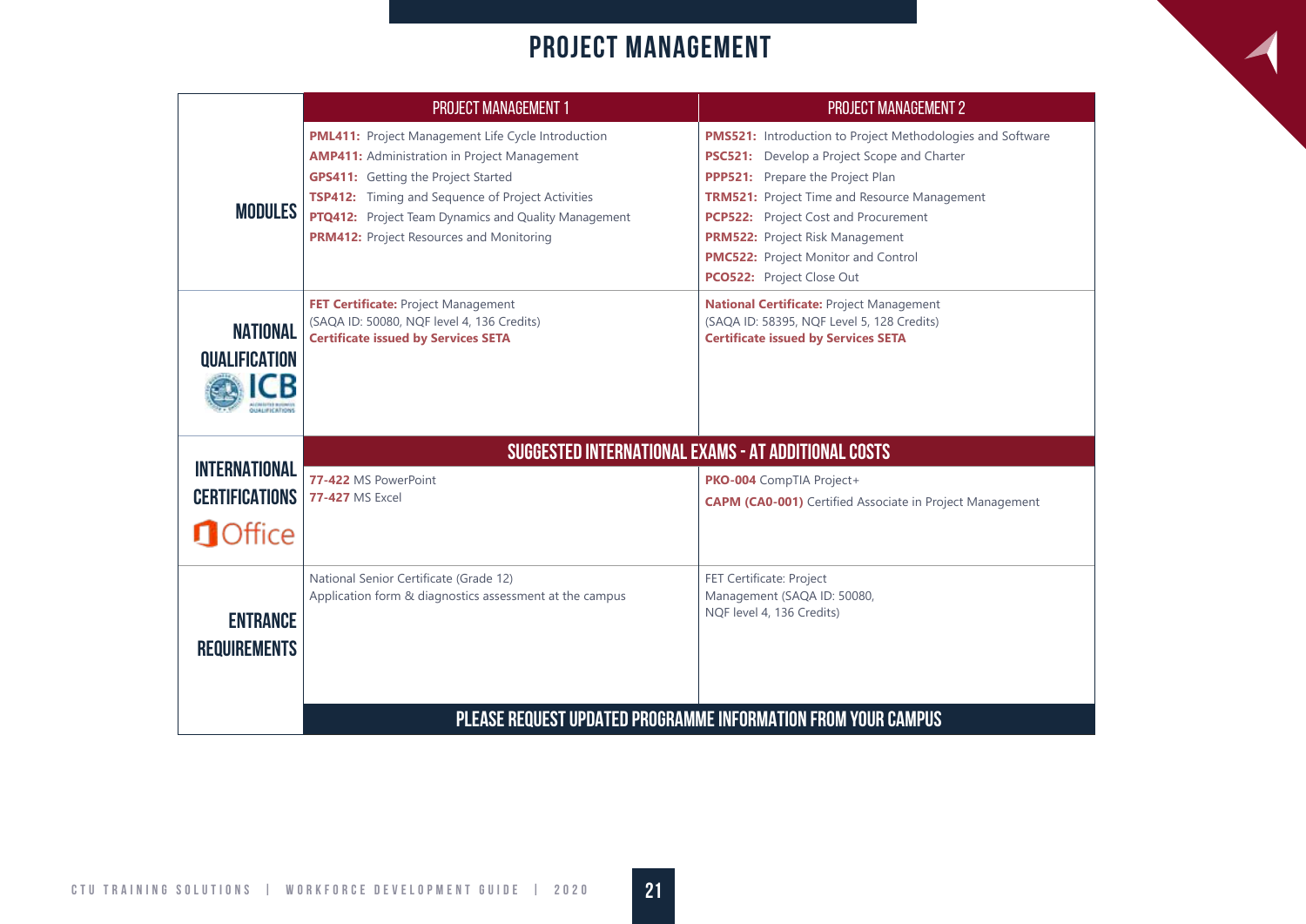# PROJECT MANAGEMENT

| | PROJECT MANAGEMENT 1 | PROJECT MANAGEMENT 2 |
|---|---|---|
| **MODULES** | **PML411:** Project Management Life Cycle Introduction<br>**AMP411:** Administration in Project Management<br>**GPS411:** Getting the Project Started<br>**TSP412:** Timing and Sequence of Project Activities<br>**PTQ412:** Project Team Dynamics and Quality Management<br>**PRM412:** Project Resources and Monitoring | **PMS521:** Introduction to Project Methodologies and Software<br>**PSC521:** Develop a Project Scope and Charter<br>**PPP521:** Prepare the Project Plan<br>**TRM521:** Project Time and Resource Management<br>**PCP522:** Project Cost and Procurement<br>**PRM522:** Project Risk Management<br>**PMC522:** Project Monitor and Control<br>**PCO522:** Project Close Out |
| **NATIONAL QUALIFICATION** ICB | **FET Certificate:** Project Management<br>(SAQA ID: 50080, NQF level 4, 136 Credits)<br>**Certificate issued by Services SETA** | **National Certificate:** Project Management<br>(SAQA ID: 58395, NQF Level 5, 128 Credits)<br>**Certificate issued by Services SETA** |
| **INTERNATIONAL CERTIFICATIONS** Office | **SUGGESTED INTERNATIONAL EXAMS - AT ADDITIONAL COSTS** | |
| | **77-422** MS PowerPoint<br>**77-427** MS Excel | **PKO-004** CompTIA Project+<br>**CAPM (CA0-001)** Certified Associate in Project Management |
| **ENTRANCE REQUIREMENTS** | National Senior Certificate (Grade 12)<br>Application form & diagnostics assessment at the campus | FET Certificate: Project Management (SAQA ID: 50080, NQF level 4, 136 Credits) |

**PLEASE REQUEST UPDATED PROGRAMME INFORMATION FROM YOUR CAMPUS**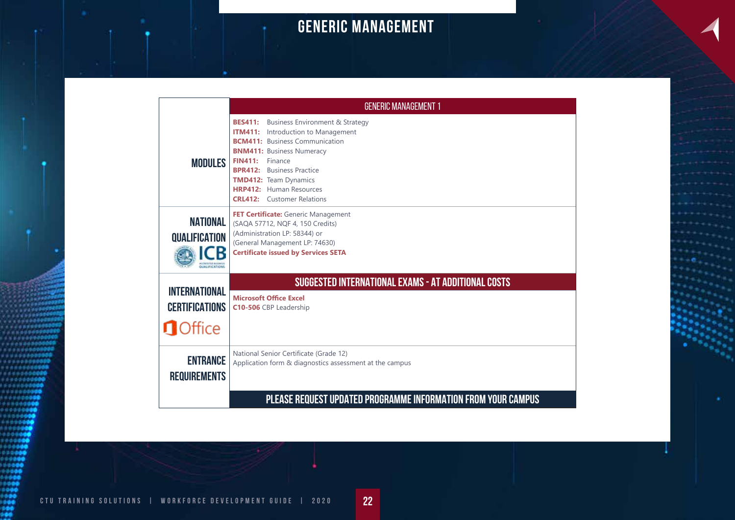# GENERIC MANAGEMENT

| | GENERIC MANAGEMENT 1 |
|---|---|
| **MODULES** | **BES411:** Business Environment & Strategy<br>**ITM411:** Introduction to Management<br>**BCM411:** Business Communication<br>**BNM411:** Business Numeracy<br>**FIN411:** Finance<br>**BPR412:** Business Practice<br>**TMD412:** Team Dynamics<br>**HRP412:** Human Resources<br>**CRL412:** Customer Relations |
| **NATIONAL QUALIFICATION** ICB | **FET Certificate:** Generic Management<br>(SAQA 57712, NQF 4, 150 Credits)<br>(Administration LP: 58344) or<br>(General Management LP: 74630)<br>**Certificate issued by Services SETA** |
| **INTERNATIONAL CERTIFICATIONS** Office | **SUGGESTED INTERNATIONAL EXAMS - AT ADDITIONAL COSTS**<br>**Microsoft Office Excel**<br>**C10-506** CBP Leadership |
| **ENTRANCE REQUIREMENTS** | National Senior Certificate (Grade 12)<br>Application form & diagnostics assessment at the campus |
| | **PLEASE REQUEST UPDATED PROGRAMME INFORMATION FROM YOUR CAMPUS** |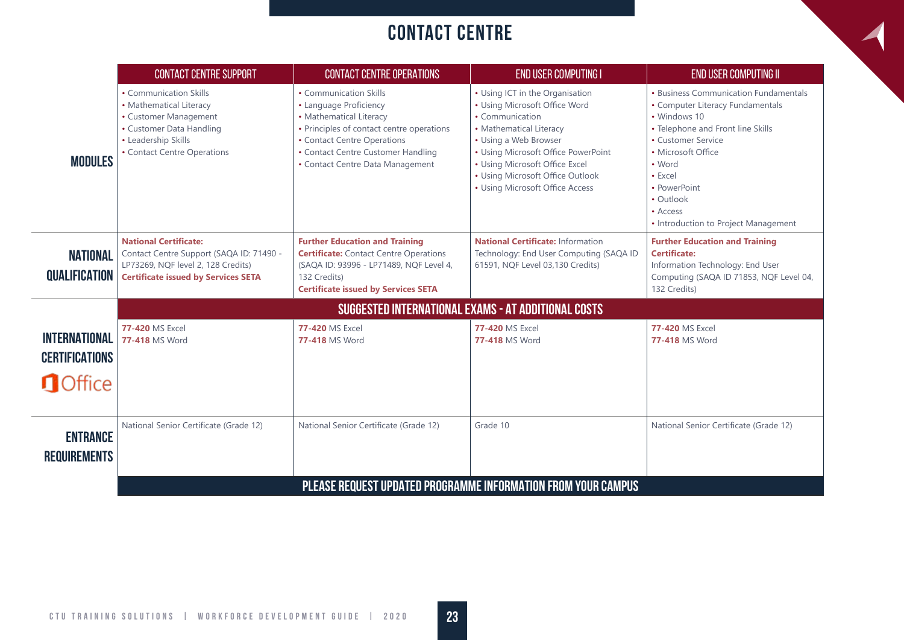# CONTACT CENTRE

| | CONTACT CENTRE SUPPORT | CONTACT CENTRE OPERATIONS | END USER COMPUTING I | END USER COMPUTING II |
|---|---|---|---|---|
| **MODULES** | • Communication Skills<br>• Mathematical Literacy<br>• Customer Management<br>• Customer Data Handling<br>• Leadership Skills<br>• Contact Centre Operations | • Communication Skills<br>• Language Proficiency<br>• Mathematical Literacy<br>• Principles of contact centre operations<br>• Contact Centre Operations<br>• Contact Centre Customer Handling<br>• Contact Centre Data Management | • Using ICT in the Organisation<br>• Using Microsoft Office Word<br>• Communication<br>• Mathematical Literacy<br>• Using a Web Browser<br>• Using Microsoft Office PowerPoint<br>• Using Microsoft Office Excel<br>• Using Microsoft Office Outlook<br>• Using Microsoft Office Access | • Business Communication Fundamentals<br>• Computer Literacy Fundamentals<br>• Windows 10<br>• Telephone and Front line Skills<br>• Customer Service<br>• Microsoft Office<br>• Word<br>• Excel<br>• PowerPoint<br>• Outlook<br>• Access<br>• Introduction to Project Management |
| **NATIONAL QUALIFICATION** | **National Certificate:** Contact Centre Support (SAQA ID: 71490 - LP73269, NQF level 2, 128 Credits) **Certificate issued by Services SETA** | **Further Education and Training Certificate:** Contact Centre Operations (SAQA ID: 93996 - LP71489, NQF Level 4, 132 Credits) **Certificate issued by Services SETA** | **National Certificate:** Information Technology: End User Computing (SAQA ID 61591, NQF Level 03,130 Credits) | **Further Education and Training Certificate:** Information Technology: End User Computing (SAQA ID 71853, NQF Level 04, 132 Credits) |
| | **SUGGESTED INTERNATIONAL EXAMS - AT ADDITIONAL COSTS** | | | |
| **INTERNATIONAL CERTIFICATIONS** Office | **77-420** MS Excel<br>**77-418** MS Word | **77-420** MS Excel<br>**77-418** MS Word | **77-420** MS Excel<br>**77-418** MS Word | **77-420** MS Excel<br>**77-418** MS Word |
| **ENTRANCE REQUIREMENTS** | National Senior Certificate (Grade 12) | National Senior Certificate (Grade 12) | Grade 10 | National Senior Certificate (Grade 12) |

**PLEASE REQUEST UPDATED PROGRAMME INFORMATION FROM YOUR CAMPUS**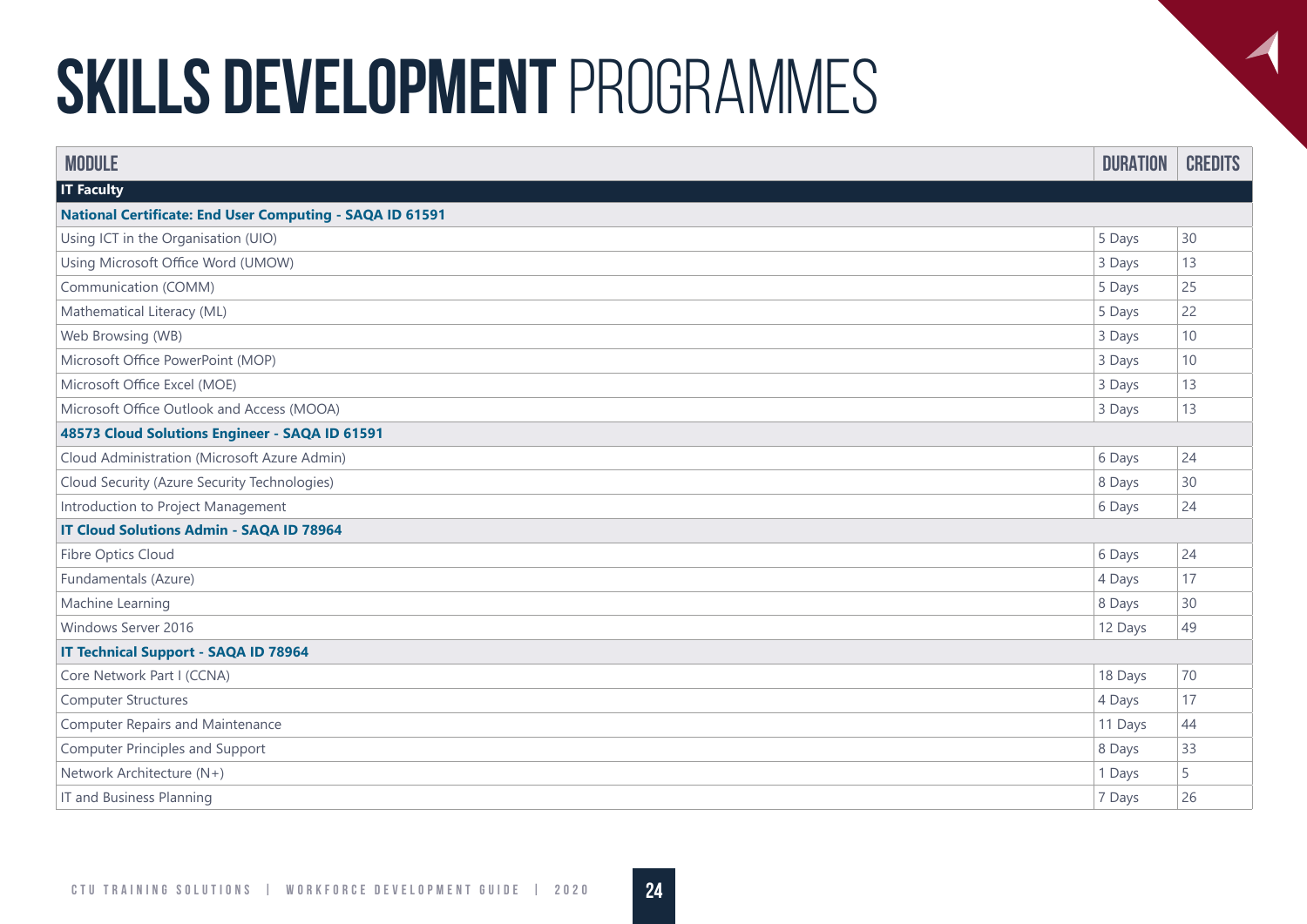# SKILLS DEVELOPMENT PROGRAMMES

| MODULE | DURATION | CREDITS |
|---|---|---|
| **IT Faculty** | | |
| **National Certificate: End User Computing - SAQA ID 61591** | | |
| Using ICT in the Organisation (UIO) | 5 Days | 30 |
| Using Microsoft Office Word (UMOW) | 3 Days | 13 |
| Communication (COMM) | 5 Days | 25 |
| Mathematical Literacy (ML) | 5 Days | 22 |
| Web Browsing (WB) | 3 Days | 10 |
| Microsoft Office PowerPoint (MOP) | 3 Days | 10 |
| Microsoft Office Excel (MOE) | 3 Days | 13 |
| Microsoft Office Outlook and Access (MOOA) | 3 Days | 13 |
| **48573 Cloud Solutions Engineer - SAQA ID 61591** | | |
| Cloud Administration (Microsoft Azure Admin) | 6 Days | 24 |
| Cloud Security (Azure Security Technologies) | 8 Days | 30 |
| Introduction to Project Management | 6 Days | 24 |
| **IT Cloud Solutions Admin - SAQA ID 78964** | | |
| Fibre Optics Cloud | 6 Days | 24 |
| Fundamentals (Azure) | 4 Days | 17 |
| Machine Learning | 8 Days | 30 |
| Windows Server 2016 | 12 Days | 49 |
| **IT Technical Support - SAQA ID 78964** | | |
| Core Network Part I (CCNA) | 18 Days | 70 |
| Computer Structures | 4 Days | 17 |
| Computer Repairs and Maintenance | 11 Days | 44 |
| Computer Principles and Support | 8 Days | 33 |
| Network Architecture (N+) | 1 Days | 5 |
| IT and Business Planning | 7 Days | 26 |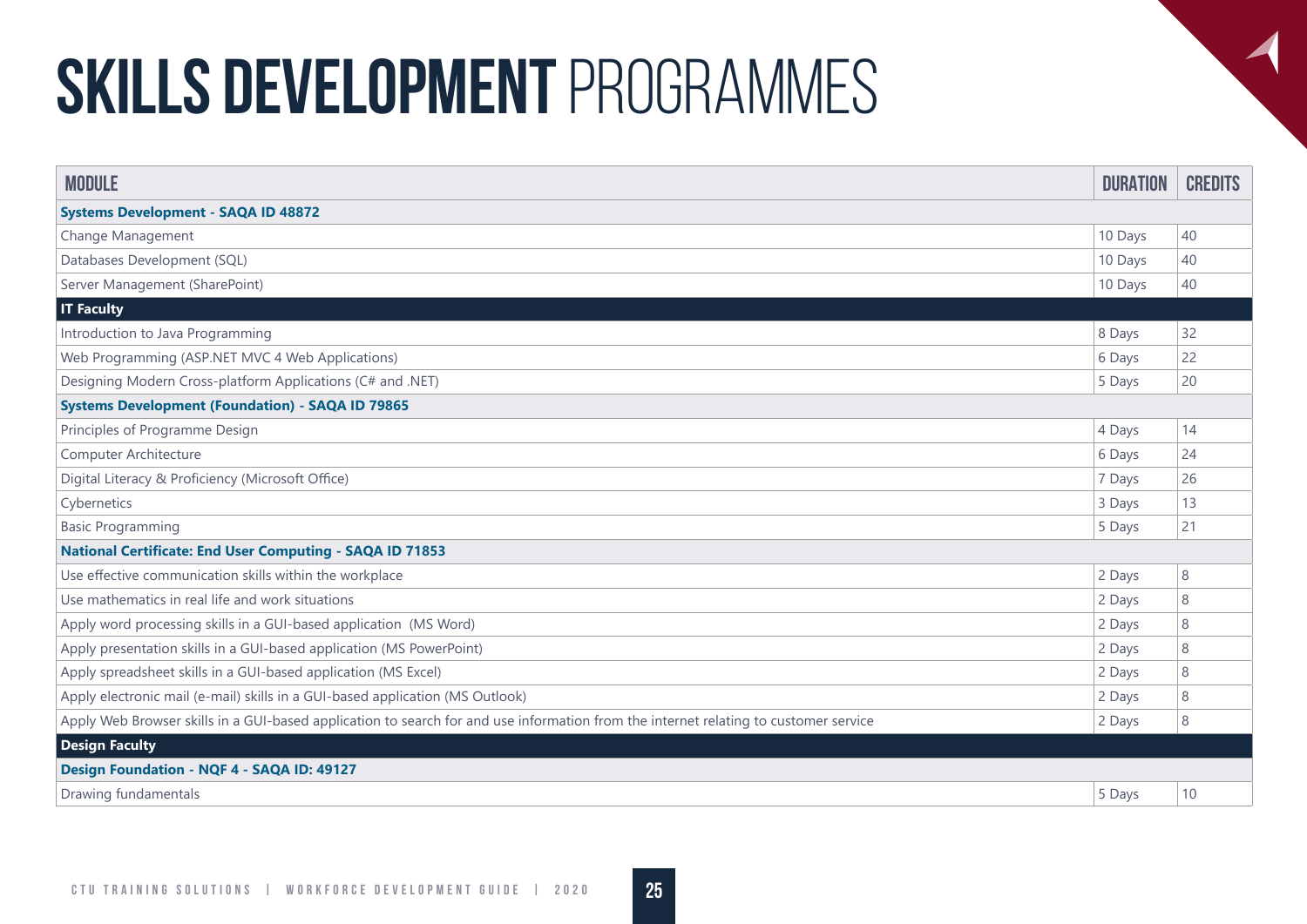# SKILLS DEVELOPMENT PROGRAMMES

| MODULE | DURATION | CREDITS |
|---|---|---|
| **Systems Development - SAQA ID 48872** | | |
| Change Management | 10 Days | 40 |
| Databases Development (SQL) | 10 Days | 40 |
| Server Management (SharePoint) | 10 Days | 40 |
| **IT Faculty** | | |
| Introduction to Java Programming | 8 Days | 32 |
| Web Programming (ASP.NET MVC 4 Web Applications) | 6 Days | 22 |
| Designing Modern Cross-platform Applications (C# and .NET) | 5 Days | 20 |
| **Systems Development (Foundation) - SAQA ID 79865** | | |
| Principles of Programme Design | 4 Days | 14 |
| Computer Architecture | 6 Days | 24 |
| Digital Literacy & Proficiency (Microsoft Office) | 7 Days | 26 |
| Cybernetics | 3 Days | 13 |
| Basic Programming | 5 Days | 21 |
| **National Certificate: End User Computing - SAQA ID 71853** | | |
| Use effective communication skills within the workplace | 2 Days | 8 |
| Use mathematics in real life and work situations | 2 Days | 8 |
| Apply word processing skills in a GUI-based application (MS Word) | 2 Days | 8 |
| Apply presentation skills in a GUI-based application (MS PowerPoint) | 2 Days | 8 |
| Apply spreadsheet skills in a GUI-based application (MS Excel) | 2 Days | 8 |
| Apply electronic mail (e-mail) skills in a GUI-based application (MS Outlook) | 2 Days | 8 |
| Apply Web Browser skills in a GUI-based application to search for and use information from the internet relating to customer service | 2 Days | 8 |
| **Design Faculty** | | |
| **Design Foundation - NQF 4 - SAQA ID: 49127** | | |
| Drawing fundamentals | 5 Days | 10 |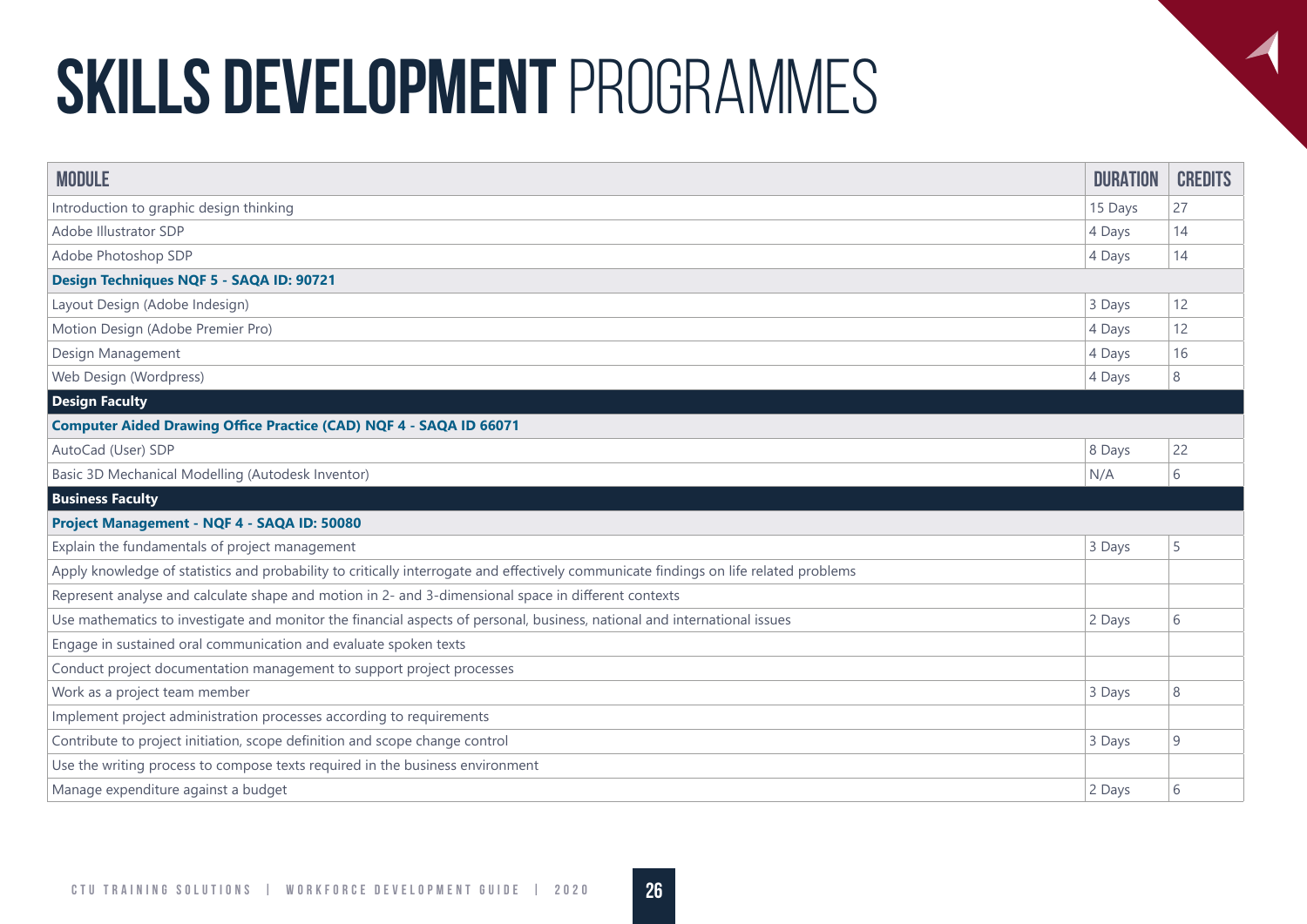# SKILLS DEVELOPMENT PROGRAMMES

| MODULE | DURATION | CREDITS |
|---|---|---|
| Introduction to graphic design thinking | 15 Days | 27 |
| Adobe Illustrator SDP | 4 Days | 14 |
| Adobe Photoshop SDP | 4 Days | 14 |
| **Design Techniques NQF 5 - SAQA ID: 90721** | | |
| Layout Design (Adobe Indesign) | 3 Days | 12 |
| Motion Design (Adobe Premier Pro) | 4 Days | 12 |
| Design Management | 4 Days | 16 |
| Web Design (Wordpress) | 4 Days | 8 |
| **Design Faculty** | | |
| **Computer Aided Drawing Office Practice (CAD) NQF 4 - SAQA ID 66071** | | |
| AutoCad (User) SDP | 8 Days | 22 |
| Basic 3D Mechanical Modelling (Autodesk Inventor) | N/A | 6 |
| **Business Faculty** | | |
| **Project Management - NQF 4 - SAQA ID: 50080** | | |
| Explain the fundamentals of project management | 3 Days | 5 |
| Apply knowledge of statistics and probability to critically interrogate and effectively communicate findings on life related problems | | |
| Represent analyse and calculate shape and motion in 2- and 3-dimensional space in different contexts | | |
| Use mathematics to investigate and monitor the financial aspects of personal, business, national and international issues | 2 Days | 6 |
| Engage in sustained oral communication and evaluate spoken texts | | |
| Conduct project documentation management to support project processes | | |
| Work as a project team member | 3 Days | 8 |
| Implement project administration processes according to requirements | | |
| Contribute to project initiation, scope definition and scope change control | 3 Days | 9 |
| Use the writing process to compose texts required in the business environment | | |
| Manage expenditure against a budget | 2 Days | 6 |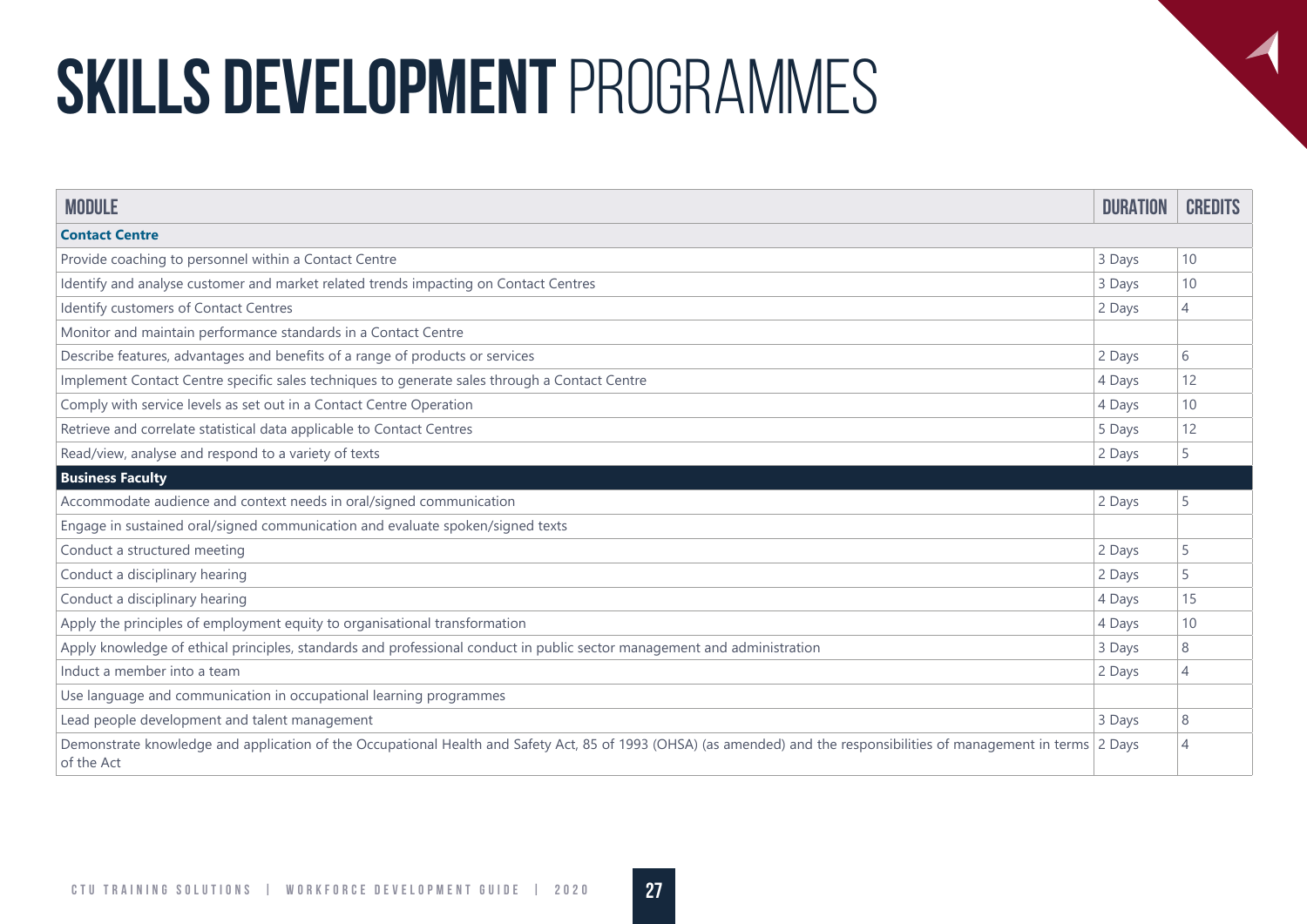# SKILLS DEVELOPMENT PROGRAMMES

| MODULE | DURATION | CREDITS |
|---|---|---|
| **Contact Centre** | | |
| Provide coaching to personnel within a Contact Centre | 3 Days | 10 |
| Identify and analyse customer and market related trends impacting on Contact Centres | 3 Days | 10 |
| Identify customers of Contact Centres | 2 Days | 4 |
| Monitor and maintain performance standards in a Contact Centre | | |
| Describe features, advantages and benefits of a range of products or services | 2 Days | 6 |
| Implement Contact Centre specific sales techniques to generate sales through a Contact Centre | 4 Days | 12 |
| Comply with service levels as set out in a Contact Centre Operation | 4 Days | 10 |
| Retrieve and correlate statistical data applicable to Contact Centres | 5 Days | 12 |
| Read/view, analyse and respond to a variety of texts | 2 Days | 5 |
| **Business Faculty** | | |
| Accommodate audience and context needs in oral/signed communication | 2 Days | 5 |
| Engage in sustained oral/signed communication and evaluate spoken/signed texts | | |
| Conduct a structured meeting | 2 Days | 5 |
| Conduct a disciplinary hearing | 2 Days | 5 |
| Conduct a disciplinary hearing | 4 Days | 15 |
| Apply the principles of employment equity to organisational transformation | 4 Days | 10 |
| Apply knowledge of ethical principles, standards and professional conduct in public sector management and administration | 3 Days | 8 |
| Induct a member into a team | 2 Days | 4 |
| Use language and communication in occupational learning programmes | | |
| Lead people development and talent management | 3 Days | 8 |
| Demonstrate knowledge and application of the Occupational Health and Safety Act, 85 of 1993 (OHSA) (as amended) and the responsibilities of management in terms of the Act | 2 Days | 4 |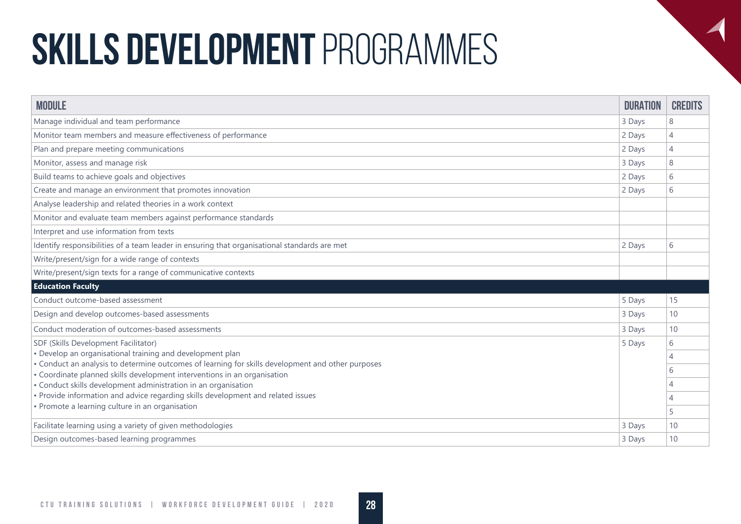# SKILLS DEVELOPMENT PROGRAMMES

| MODULE | DURATION | CREDITS |
|---|---|---|
| Manage individual and team performance | 3 Days | 8 |
| Monitor team members and measure effectiveness of performance | 2 Days | 4 |
| Plan and prepare meeting communications | 2 Days | 4 |
| Monitor, assess and manage risk | 3 Days | 8 |
| Build teams to achieve goals and objectives | 2 Days | 6 |
| Create and manage an environment that promotes innovation | 2 Days | 6 |
| Analyse leadership and related theories in a work context | | |
| Monitor and evaluate team members against performance standards | | |
| Interpret and use information from texts | | |
| Identify responsibilities of a team leader in ensuring that organisational standards are met | 2 Days | 6 |
| Write/present/sign for a wide range of contexts | | |
| Write/present/sign texts for a range of communicative contexts | | |
| **Education Faculty** | | |
| Conduct outcome-based assessment | 5 Days | 15 |
| Design and develop outcomes-based assessments | 3 Days | 10 |
| Conduct moderation of outcomes-based assessments | 3 Days | 10 |
| SDF (Skills Development Facilitator) | 5 Days | 6 |
| • Develop an organisational training and development plan | | 4 |
| • Conduct an analysis to determine outcomes of learning for skills development and other purposes | | 6 |
| • Coordinate planned skills development interventions in an organisation | | 4 |
| • Conduct skills development administration in an organisation | | 4 |
| • Provide information and advice regarding skills development and related issues | | 5 |
| • Promote a learning culture in an organisation | | |
| Facilitate learning using a variety of given methodologies | 3 Days | 10 |
| Design outcomes-based learning programmes | 3 Days | 10 |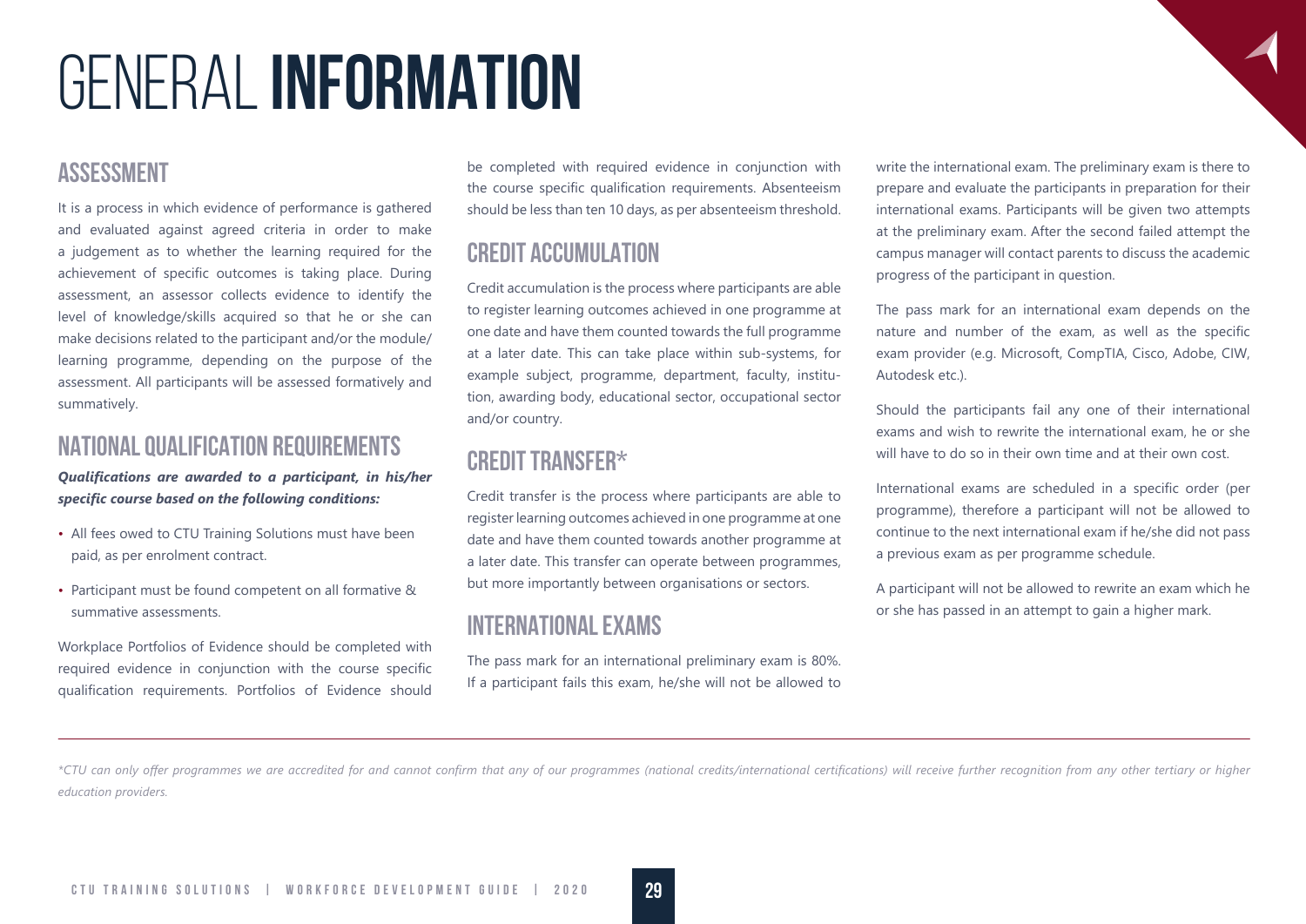# GENERAL **INFORMATION**

## ASSESSMENT

It is a process in which evidence of performance is gathered and evaluated against agreed criteria in order to make a judgement as to whether the learning required for the achievement of specific outcomes is taking place. During assessment, an assessor collects evidence to identify the level of knowledge/skills acquired so that he or she can make decisions related to the participant and/or the module/ learning programme, depending on the purpose of the assessment. All participants will be assessed formatively and summatively.

## NATIONAL QUALIFICATION REQUIREMENTS

***Qualifications are awarded to a participant, in his/her specific course based on the following conditions:***

- All fees owed to CTU Training Solutions must have been paid, as per enrolment contract.
- Participant must be found competent on all formative & summative assessments.

Workplace Portfolios of Evidence should be completed with required evidence in conjunction with the course specific qualification requirements. Portfolios of Evidence should be completed with required evidence in conjunction with the course specific qualification requirements. Absenteeism should be less than ten 10 days, as per absenteeism threshold.

## CREDIT ACCUMULATION

Credit accumulation is the process where participants are able to register learning outcomes achieved in one programme at one date and have them counted towards the full programme at a later date. This can take place within sub-systems, for example subject, programme, department, faculty, institution, awarding body, educational sector, occupational sector and/or country.

## CREDIT TRANSFER*

Credit transfer is the process where participants are able to register learning outcomes achieved in one programme at one date and have them counted towards another programme at a later date. This transfer can operate between programmes, but more importantly between organisations or sectors.

## INTERNATIONAL EXAMS

The pass mark for an international preliminary exam is 80%. If a participant fails this exam, he/she will not be allowed to write the international exam. The preliminary exam is there to prepare and evaluate the participants in preparation for their international exams. Participants will be given two attempts at the preliminary exam. After the second failed attempt the campus manager will contact parents to discuss the academic progress of the participant in question.

The pass mark for an international exam depends on the nature and number of the exam, as well as the specific exam provider (e.g. Microsoft, CompTIA, Cisco, Adobe, CIW, Autodesk etc.).

Should the participants fail any one of their international exams and wish to rewrite the international exam, he or she will have to do so in their own time and at their own cost.

International exams are scheduled in a specific order (per programme), therefore a participant will not be allowed to continue to the next international exam if he/she did not pass a previous exam as per programme schedule.

A participant will not be allowed to rewrite an exam which he or she has passed in an attempt to gain a higher mark.

---

*\*CTU can only offer programmes we are accredited for and cannot confirm that any of our programmes (national credits/international certifications) will receive further recognition from any other tertiary or higher education providers.*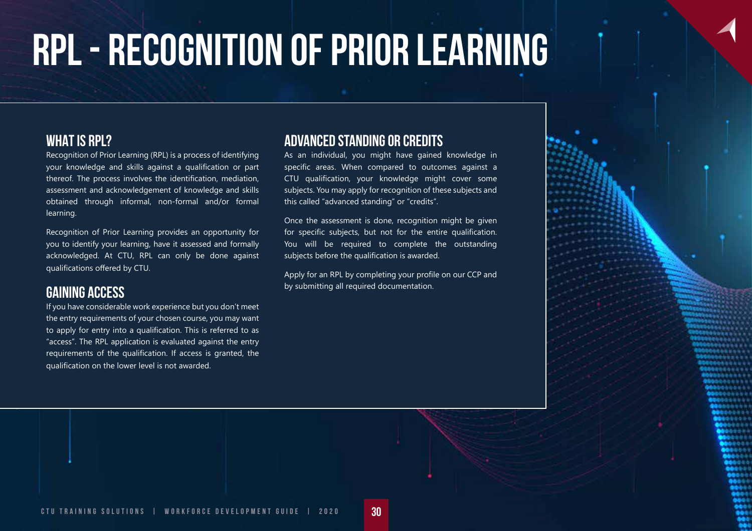# RPL - RECOGNITION OF PRIOR LEARNING

## WHAT IS RPL?

Recognition of Prior Learning (RPL) is a process of identifying your knowledge and skills against a qualification or part thereof. The process involves the identification, mediation, assessment and acknowledgement of knowledge and skills obtained through informal, non-formal and/or formal learning.

Recognition of Prior Learning provides an opportunity for you to identify your learning, have it assessed and formally acknowledged. At CTU, RPL can only be done against qualifications offered by CTU.

## GAINING ACCESS

If you have considerable work experience but you don't meet the entry requirements of your chosen course, you may want to apply for entry into a qualification. This is referred to as "access". The RPL application is evaluated against the entry requirements of the qualification. If access is granted, the qualification on the lower level is not awarded.

## ADVANCED STANDING OR CREDITS

As an individual, you might have gained knowledge in specific areas. When compared to outcomes against a CTU qualification, your knowledge might cover some subjects. You may apply for recognition of these subjects and this called "advanced standing" or "credits".

Once the assessment is done, recognition might be given for specific subjects, but not for the entire qualification. You will be required to complete the outstanding subjects before the qualification is awarded.

Apply for an RPL by completing your profile on our CCP and by submitting all required documentation.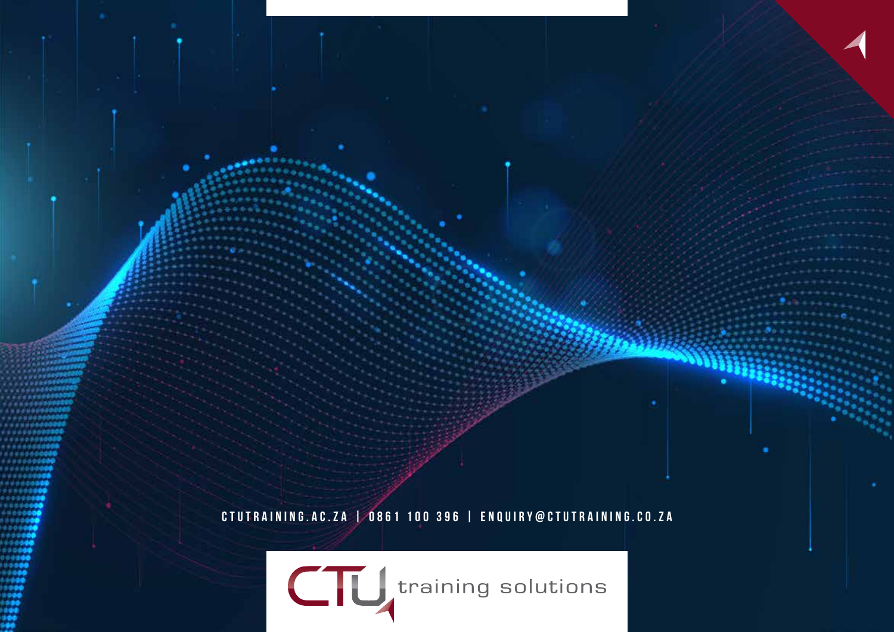CTUTRAINING.AC.ZA | 0861 100 396 | ENQUIRY@CTUTRAINING.CO.ZA

CTU training solutions